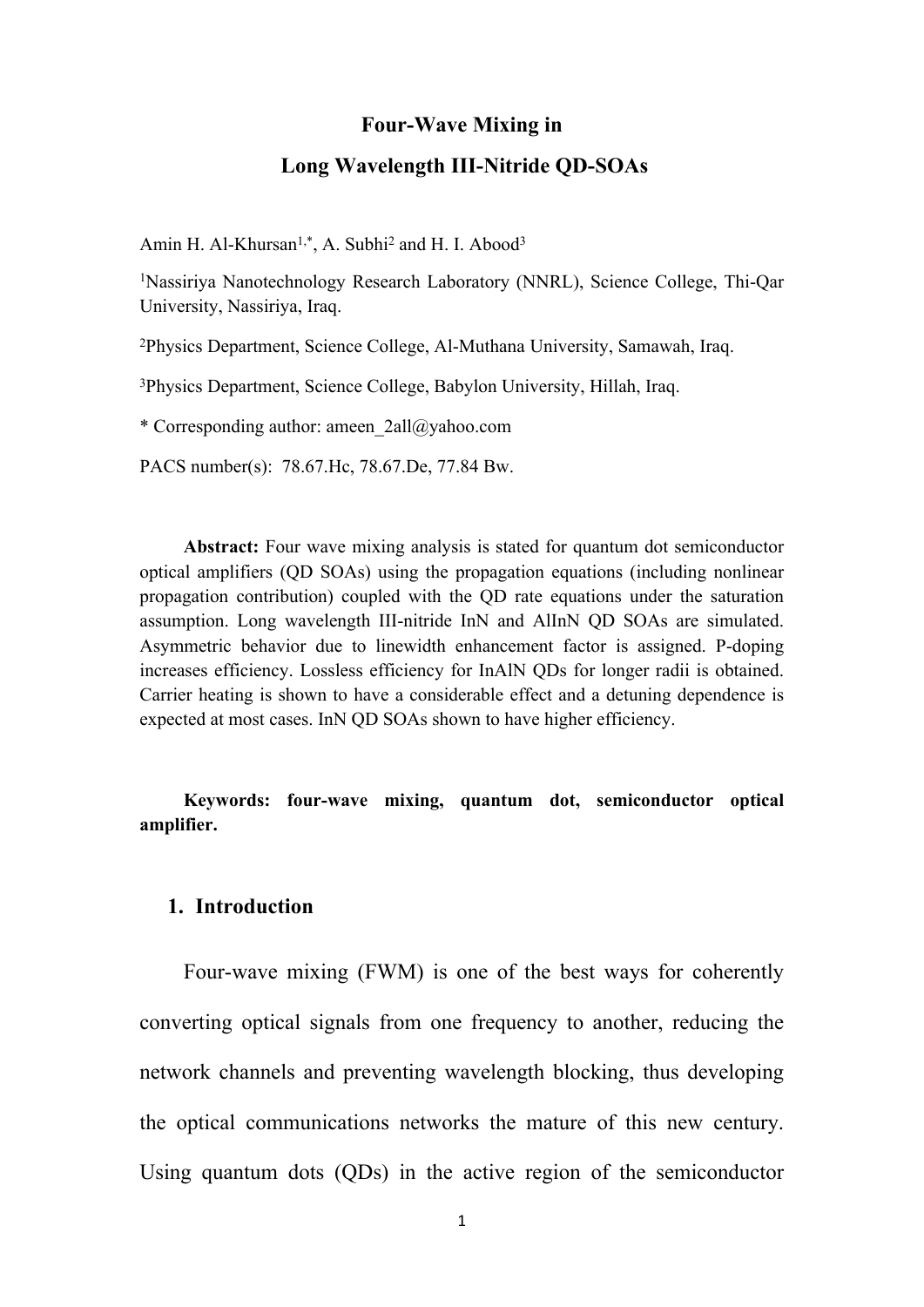# Four-Wave Mixing in Long Wavelength III-Nitride QD-SOAs

Amin H. Al-Khursan[1,*], A. Subhi[2] and H. I. Abood[3]

[1]Nassiriya Nanotechnology Research Laboratory (NNRL), Science College, Thi-Qar University, Nassiriya, Iraq.

[2]Physics Department, Science College, Al-Muthana University, Samawah, Iraq.

[3]Physics Department, Science College, Babylon University, Hillah, Iraq.

* Corresponding author: ameen_2all@yahoo.com

PACS number(s): 78.67.Hc, 78.67.De, 77.84 Bw.

**Abstract:** Four wave mixing analysis is stated for quantum dot semiconductor optical amplifiers (QD SOAs) using the propagation equations (including nonlinear propagation contribution) coupled with the QD rate equations under the saturation assumption. Long wavelength III-nitride InN and AlInN QD SOAs are simulated. Asymmetric behavior due to linewidth enhancement factor is assigned. P-doping increases efficiency. Lossless efficiency for InAlN QDs for longer radii is obtained. Carrier heating is shown to have a considerable effect and a detuning dependence is expected at most cases. InN QD SOAs shown to have higher efficiency.

**Keywords: four-wave mixing, quantum dot, semiconductor optical amplifier.**

## 1. Introduction

Four-wave mixing (FWM) is one of the best ways for coherently converting optical signals from one frequency to another, reducing the network channels and preventing wavelength blocking, thus developing the optical communications networks the mature of this new century. Using quantum dots (QDs) in the active region of the semiconductor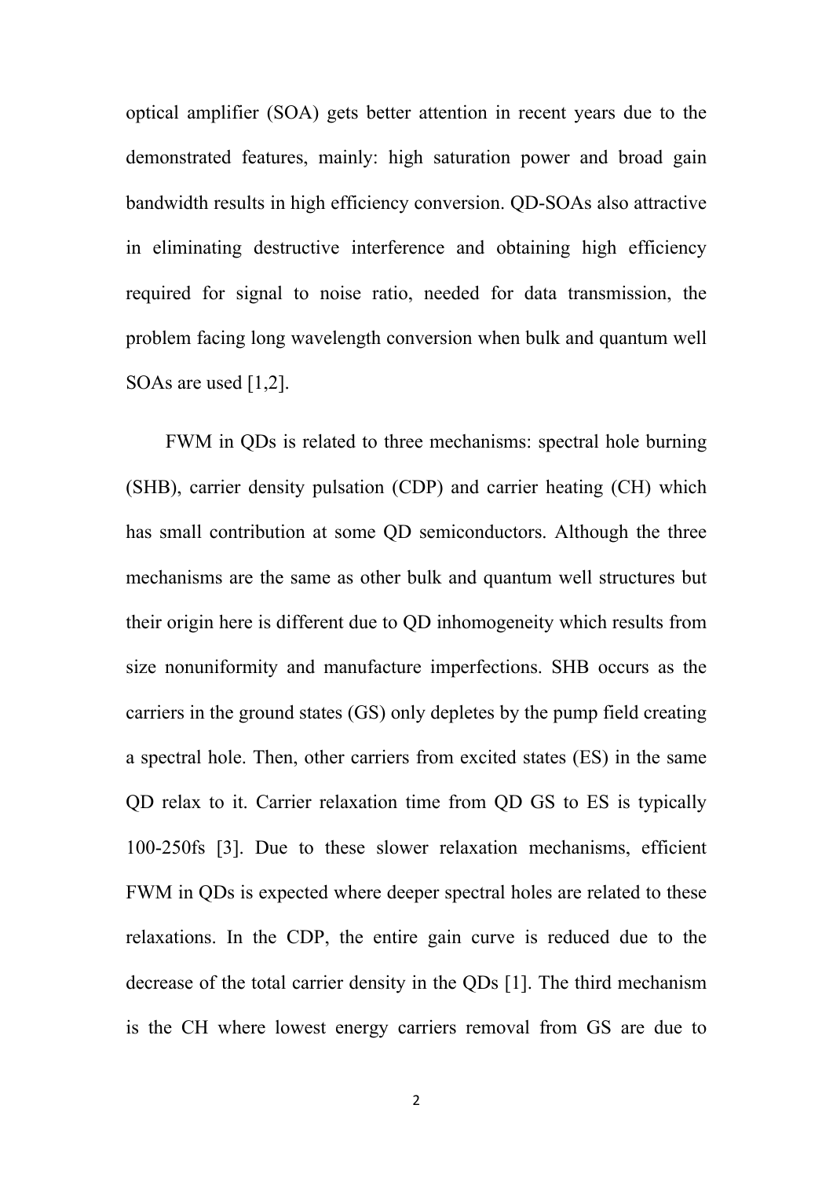optical amplifier (SOA) gets better attention in recent years due to the demonstrated features, mainly: high saturation power and broad gain bandwidth results in high efficiency conversion. QD-SOAs also attractive in eliminating destructive interference and obtaining high efficiency required for signal to noise ratio, needed for data transmission, the problem facing long wavelength conversion when bulk and quantum well SOAs are used [1,2].

FWM in QDs is related to three mechanisms: spectral hole burning (SHB), carrier density pulsation (CDP) and carrier heating (CH) which has small contribution at some QD semiconductors. Although the three mechanisms are the same as other bulk and quantum well structures but their origin here is different due to QD inhomogeneity which results from size nonuniformity and manufacture imperfections. SHB occurs as the carriers in the ground states (GS) only depletes by the pump field creating a spectral hole. Then, other carriers from excited states (ES) in the same QD relax to it. Carrier relaxation time from QD GS to ES is typically 100-250fs [3]. Due to these slower relaxation mechanisms, efficient FWM in QDs is expected where deeper spectral holes are related to these relaxations. In the CDP, the entire gain curve is reduced due to the decrease of the total carrier density in the QDs [1]. The third mechanism is the CH where lowest energy carriers removal from GS are due to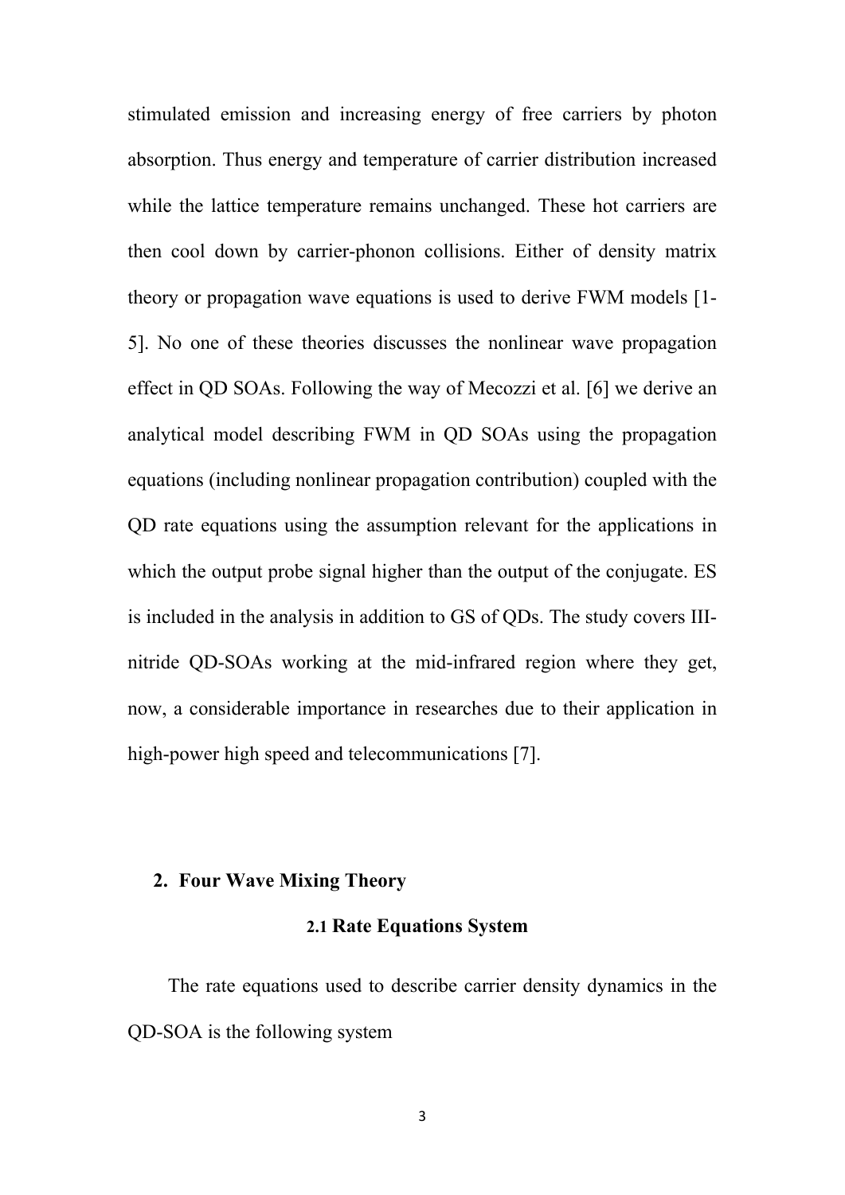stimulated emission and increasing energy of free carriers by photon absorption. Thus energy and temperature of carrier distribution increased while the lattice temperature remains unchanged. These hot carriers are then cool down by carrier-phonon collisions. Either of density matrix theory or propagation wave equations is used to derive FWM models [1-5]. No one of these theories discusses the nonlinear wave propagation effect in QD SOAs. Following the way of Mecozzi et al. [6] we derive an analytical model describing FWM in QD SOAs using the propagation equations (including nonlinear propagation contribution) coupled with the QD rate equations using the assumption relevant for the applications in which the output probe signal higher than the output of the conjugate. ES is included in the analysis in addition to GS of QDs. The study covers III-nitride QD-SOAs working at the mid-infrared region where they get, now, a considerable importance in researches due to their application in high-power high speed and telecommunications [7].

## 2. Four Wave Mixing Theory

### 2.1 Rate Equations System

The rate equations used to describe carrier density dynamics in the QD-SOA is the following system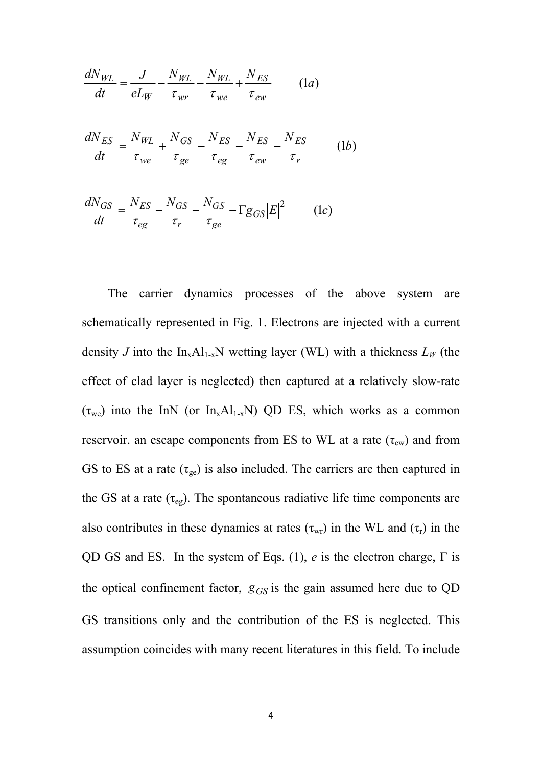$$\frac{dN_{WL}}{dt} = \frac{J}{eL_W} - \frac{N_{WL}}{\tau_{wr}} - \frac{N_{WL}}{\tau_{we}} + \frac{N_{ES}}{\tau_{ew}} \qquad (1a)$$

$$\frac{dN_{ES}}{dt} = \frac{N_{WL}}{\tau_{we}} + \frac{N_{GS}}{\tau_{ge}} - \frac{N_{ES}}{\tau_{eg}} - \frac{N_{ES}}{\tau_{ew}} - \frac{N_{ES}}{\tau_r} \qquad (1b)$$

$$\frac{dN_{GS}}{dt} = \frac{N_{ES}}{\tau_{eg}} - \frac{N_{GS}}{\tau_r} - \frac{N_{GS}}{\tau_{ge}} - \Gamma g_{GS}|E|^2 \qquad (1c)$$

The carrier dynamics processes of the above system are schematically represented in Fig. 1. Electrons are injected with a current density $J$ into the $In_xAl_{1-x}N$ wetting layer (WL) with a thickness $L_W$ (the effect of clad layer is neglected) then captured at a relatively slow-rate ($\tau_{we}$) into the InN (or $In_xAl_{1-x}N$) QD ES, which works as a common reservoir. an escape components from ES to WL at a rate ($\tau_{ew}$) and from GS to ES at a rate ($\tau_{ge}$) is also included. The carriers are then captured in the GS at a rate ($\tau_{eg}$). The spontaneous radiative life time components are also contributes in these dynamics at rates ($\tau_{wr}$) in the WL and ($\tau_r$) in the QD GS and ES. In the system of Eqs. (1), $e$ is the electron charge, $\Gamma$ is the optical confinement factor, $g_{GS}$ is the gain assumed here due to QD GS transitions only and the contribution of the ES is neglected. This assumption coincides with many recent literatures in this field. To include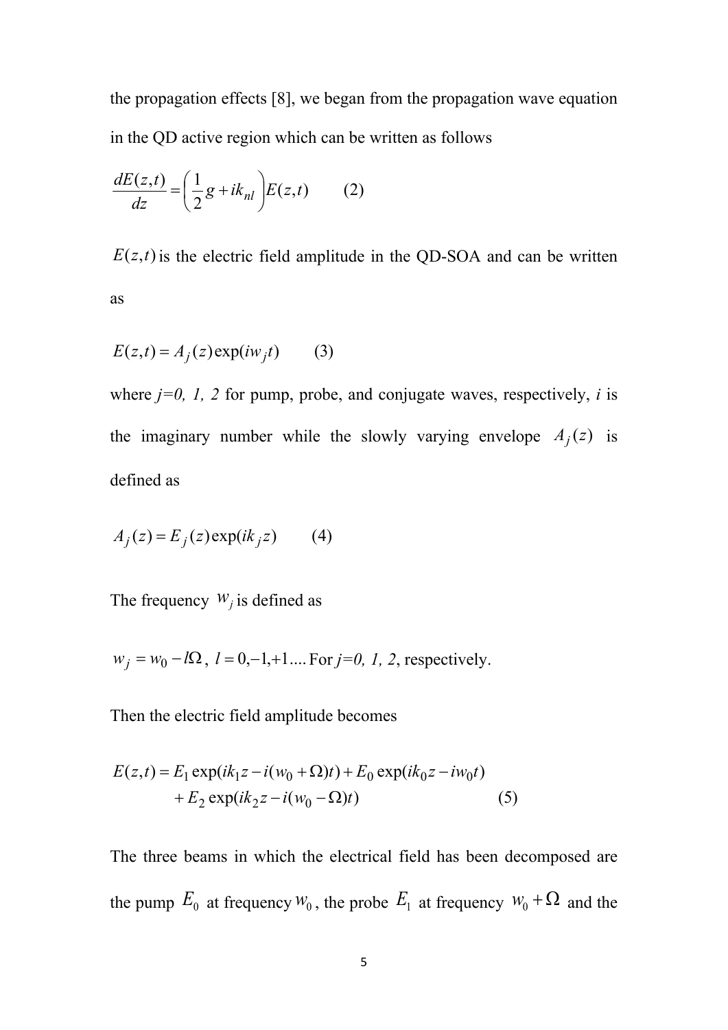the propagation effects [8], we began from the propagation wave equation in the QD active region which can be written as follows

$$\frac{dE(z,t)}{dz} = \left(\frac{1}{2}g + ik_{nl}\right)E(z,t) \qquad (2)$$

$E(z,t)$ is the electric field amplitude in the QD-SOA and can be written as

$$E(z,t) = A_j(z)\exp(iw_j t) \qquad (3)$$

where *j=0, 1, 2* for pump, probe, and conjugate waves, respectively, *i* is the imaginary number while the slowly varying envelope $A_j(z)$ is defined as

$$A_j(z) = E_j(z)\exp(ik_j z) \qquad (4)$$

The frequency $w_j$ is defined as

$w_j = w_0 - l\Omega$, $l = 0,-1,+1....$ For *j=0, 1, 2*, respectively.

Then the electric field amplitude becomes

$$\begin{aligned} E(z,t) = E_1 \exp(ik_1 z - i(w_0 + \Omega)t) + E_0 \exp(ik_0 z - iw_0 t) \\ + E_2 \exp(ik_2 z - i(w_0 - \Omega)t) \end{aligned} \qquad (5)$$

The three beams in which the electrical field has been decomposed are the pump $E_0$ at frequency $w_0$, the probe $E_1$ at frequency $w_0 + \Omega$ and the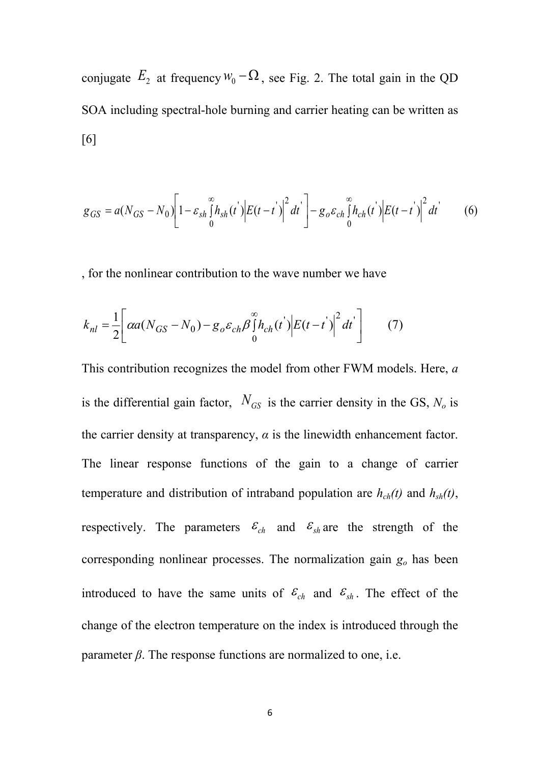conjugate $E_2$ at frequency $w_0 - \Omega$, see Fig. 2. The total gain in the QD SOA including spectral-hole burning and carrier heating can be written as [6]

$$g_{GS} = a(N_{GS} - N_0)\left[1 - \varepsilon_{sh}\int_0^{\infty} h_{sh}(t')\left|E(t-t')\right|^2 dt'\right] - g_o \varepsilon_{ch}\int_0^{\infty} h_{ch}(t')\left|E(t-t')\right|^2 dt' \qquad (6)$$

, for the nonlinear contribution to the wave number we have

$$k_{nl} = \frac{1}{2}\left[\alpha a(N_{GS} - N_0) - g_o \varepsilon_{ch}\beta\int_0^{\infty} h_{ch}(t')\left|E(t-t')\right|^2 dt'\right] \qquad (7)$$

This contribution recognizes the model from other FWM models. Here, $a$ is the differential gain factor, $N_{GS}$ is the carrier density in the GS, $N_o$ is the carrier density at transparency, $\alpha$ is the linewidth enhancement factor. The linear response functions of the gain to a change of carrier temperature and distribution of intraband population are $h_{ch}(t)$ and $h_{sh}(t)$, respectively. The parameters $\varepsilon_{ch}$ and $\varepsilon_{sh}$ are the strength of the corresponding nonlinear processes. The normalization gain $g_o$ has been introduced to have the same units of $\varepsilon_{ch}$ and $\varepsilon_{sh}$. The effect of the change of the electron temperature on the index is introduced through the parameter $\beta$. The response functions are normalized to one, i.e.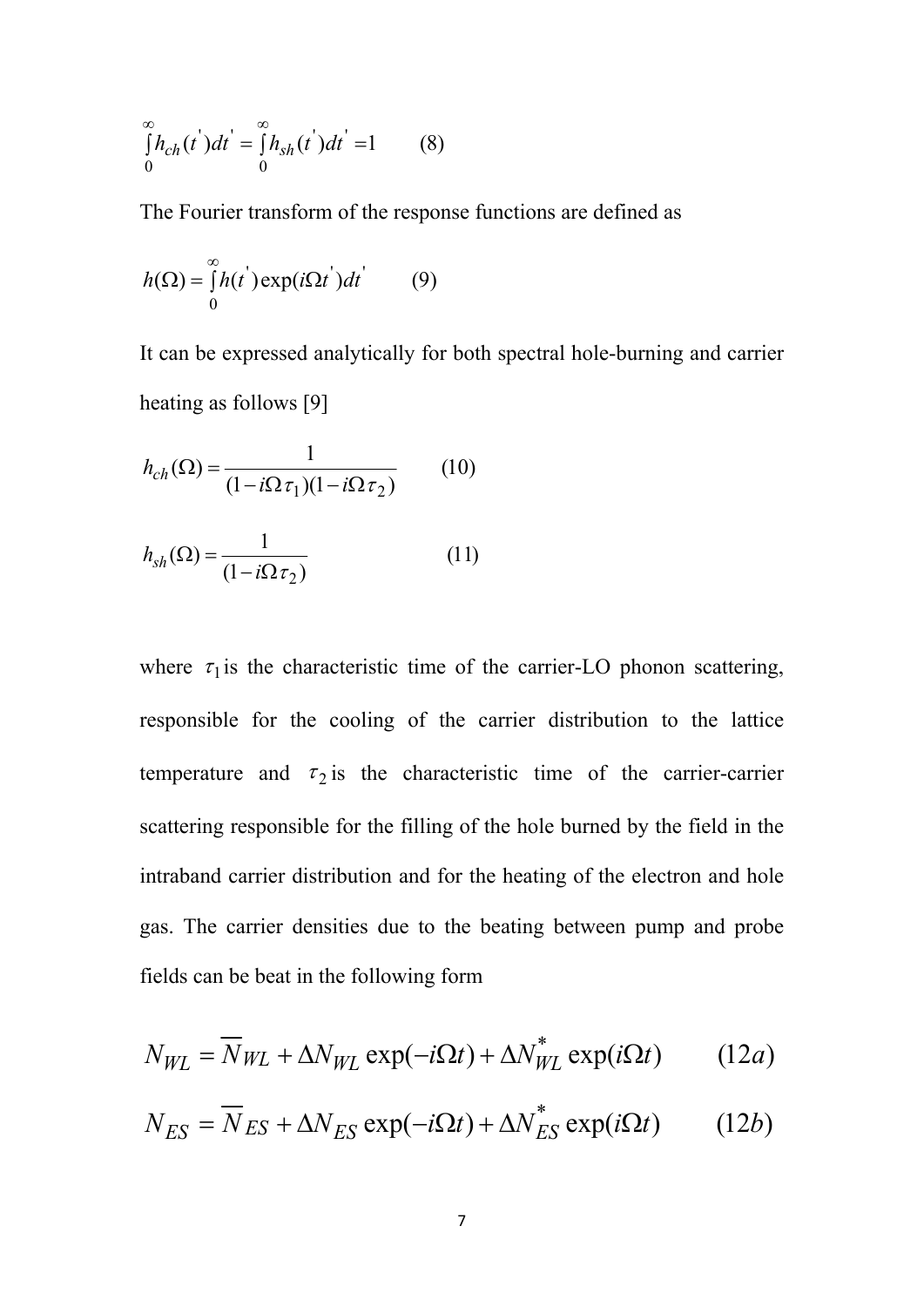$$\int_0^\infty h_{ch}(t')dt' = \int_0^\infty h_{sh}(t')dt' = 1 \qquad (8)$$

The Fourier transform of the response functions are defined as

$$h(\Omega) = \int_0^\infty h(t')\exp(i\Omega t')dt' \qquad (9)$$

It can be expressed analytically for both spectral hole-burning and carrier heating as follows [9]

$$h_{ch}(\Omega) = \frac{1}{(1-i\Omega\tau_1)(1-i\Omega\tau_2)} \qquad (10)$$

$$h_{sh}(\Omega) = \frac{1}{(1-i\Omega\tau_2)} \qquad (11)$$

where $\tau_1$ is the characteristic time of the carrier-LO phonon scattering, responsible for the cooling of the carrier distribution to the lattice temperature and $\tau_2$ is the characteristic time of the carrier-carrier scattering responsible for the filling of the hole burned by the field in the intraband carrier distribution and for the heating of the electron and hole gas. The carrier densities due to the beating between pump and probe fields can be beat in the following form

$$N_{WL} = \overline{N}_{WL} + \Delta N_{WL}\exp(-i\Omega t) + \Delta N_{WL}^{*}\exp(i\Omega t) \qquad (12a)$$

$$N_{ES} = \overline{N}_{ES} + \Delta N_{ES}\exp(-i\Omega t) + \Delta N_{ES}^{*}\exp(i\Omega t) \qquad (12b)$$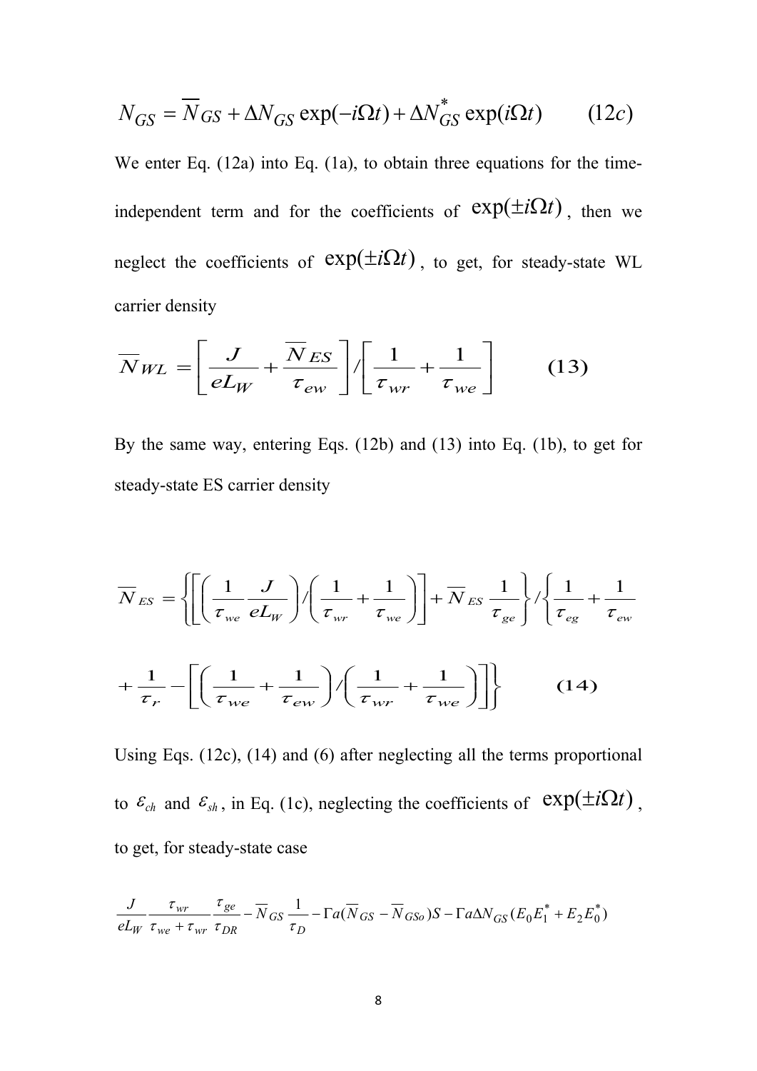$$N_{GS} = \overline{N}_{GS} + \Delta N_{GS} \exp(-i\Omega t) + \Delta N_{GS}^{*} \exp(i\Omega t) \qquad (12c)$$

We enter Eq. (12a) into Eq. (1a), to obtain three equations for the time-independent term and for the coefficients of $\exp(\pm i\Omega t)$, then we neglect the coefficients of $\exp(\pm i\Omega t)$, to get, for steady-state WL carrier density

$$\overline{N}_{WL} = \left[ \frac{J}{eL_W} + \frac{\overline{N}_{ES}}{\tau_{ew}} \right] / \left[ \frac{1}{\tau_{wr}} + \frac{1}{\tau_{we}} \right] \qquad \textbf{(13)}$$

By the same way, entering Eqs. (12b) and (13) into Eq. (1b), to get for steady-state ES carrier density

$$\overline{N}_{ES} = \left\{ \left[ \left( \frac{1}{\tau_{we}} \frac{J}{eL_W} \right) / \left( \frac{1}{\tau_{wr}} + \frac{1}{\tau_{we}} \right) \right] + \overline{N}_{ES} \frac{1}{\tau_{ge}} \right\} / \left\{ \frac{1}{\tau_{eg}} + \frac{1}{\tau_{ew}} \right.$$

$$\left. + \frac{1}{\tau_r} - \left[ \left( \frac{1}{\tau_{we}} + \frac{1}{\tau_{ew}} \right) / \left( \frac{1}{\tau_{wr}} + \frac{1}{\tau_{we}} \right) \right] \right\} \qquad \textbf{(14)}$$

Using Eqs. (12c), (14) and (6) after neglecting all the terms proportional to $\varepsilon_{ch}$ and $\varepsilon_{sh}$, in Eq. (1c), neglecting the coefficients of $\exp(\pm i\Omega t)$, to get, for steady-state case

$$\frac{J}{eL_W} \frac{\tau_{wr}}{\tau_{we} + \tau_{wr}} \frac{\tau_{ge}}{\tau_{DR}} - \overline{N}_{GS} \frac{1}{\tau_D} - \Gamma a(\overline{N}_{GS} - \overline{N}_{GSo})S - \Gamma a \Delta N_{GS} (E_0 E_1^{*} + E_2 E_0^{*})$$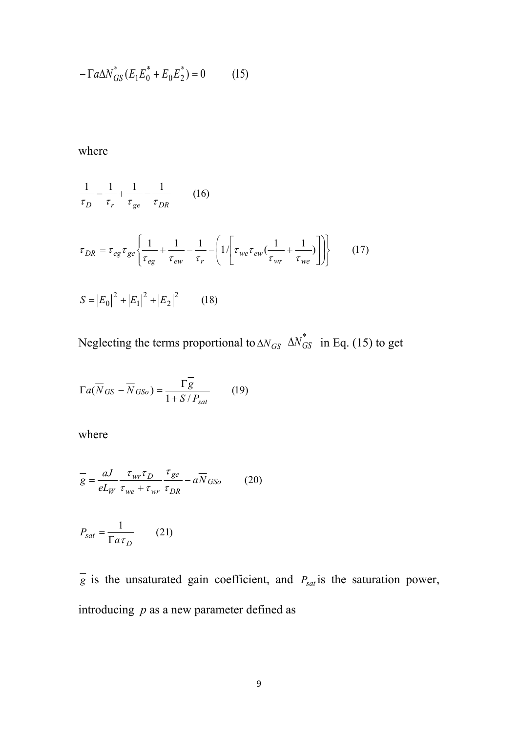$$-\Gamma a \Delta N_{GS}^{*}(E_1 E_0^{*} + E_0 E_2^{*}) = 0 \qquad (15)$$

where

$$\frac{1}{\tau_D} = \frac{1}{\tau_r} + \frac{1}{\tau_{ge}} - \frac{1}{\tau_{DR}} \qquad (16)$$

$$\tau_{DR} = \tau_{eg}\tau_{ge}\left\{\frac{1}{\tau_{eg}} + \frac{1}{\tau_{ew}} - \frac{1}{\tau_r} - \left(1 \Big/ \left[\tau_{we}\tau_{ew}\left(\frac{1}{\tau_{wr}} + \frac{1}{\tau_{we}}\right)\right]\right)\right\} \qquad (17)$$

$$S = |E_0|^2 + |E_1|^2 + |E_2|^2 \qquad (18)$$

Neglecting the terms proportional to $\Delta N_{GS}$ $\Delta N_{GS}^{*}$ in Eq. (15) to get

$$\Gamma a(\overline{N}_{GS} - \overline{N}_{GSo}) = \frac{\Gamma \overline{g}}{1 + S/P_{sat}} \qquad (19)$$

where

$$\overline{g} = \frac{aJ}{eL_W}\frac{\tau_{wr}\tau_D}{\tau_{we} + \tau_{wr}}\frac{\tau_{ge}}{\tau_{DR}} - a\overline{N}_{GSo} \qquad (20)$$

$$P_{sat} = \frac{1}{\Gamma a \tau_D} \qquad (21)$$

$\overline{g}$ is the unsaturated gain coefficient, and $P_{sat}$ is the saturation power, introducing $p$ as a new parameter defined as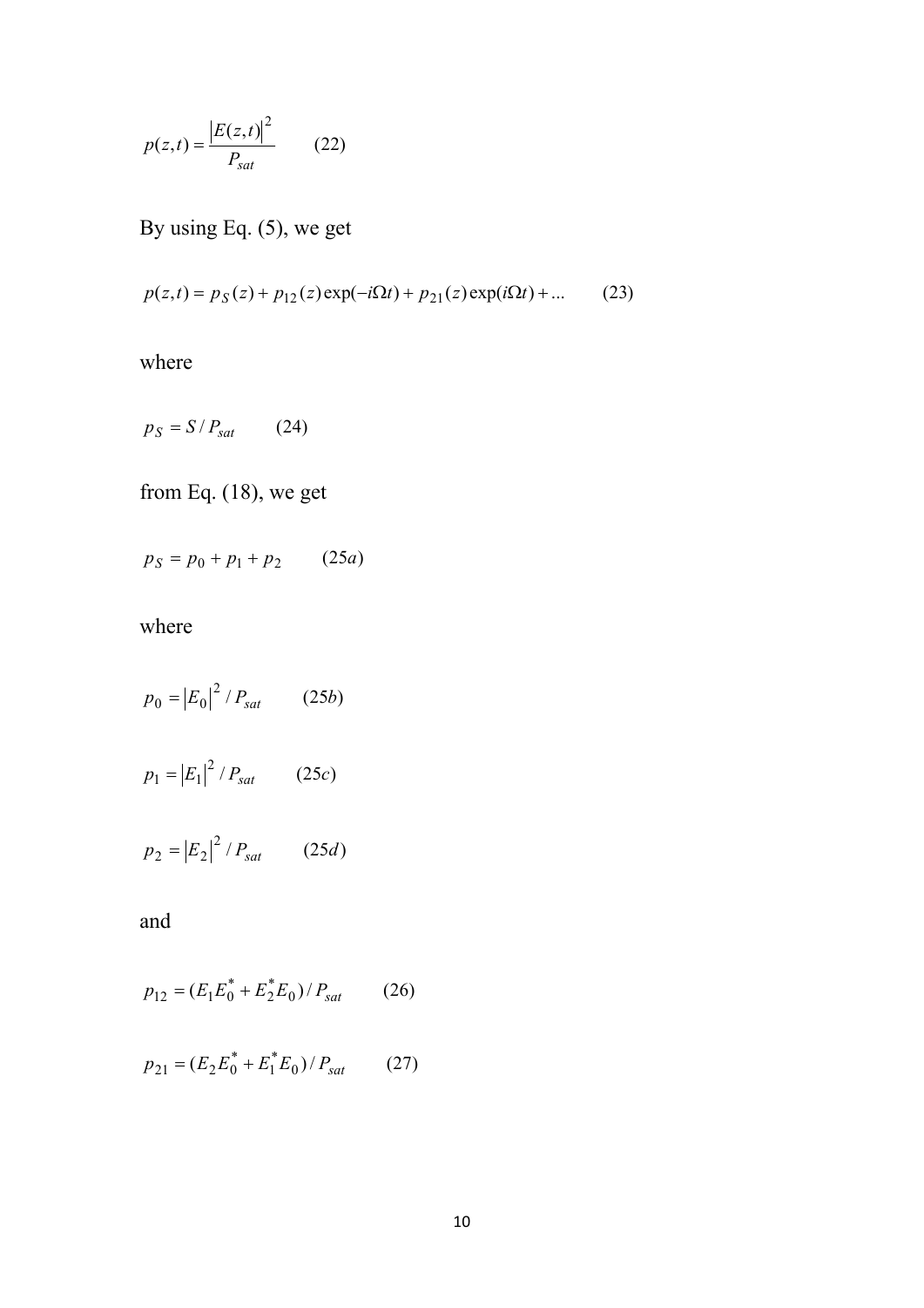$$p(z,t) = \frac{\left|E(z,t)\right|^2}{P_{sat}} \qquad (22)$$

By using Eq. (5), we get

$$p(z,t) = p_S(z) + p_{12}(z)\exp(-i\Omega t) + p_{21}(z)\exp(i\Omega t) + \ldots \qquad (23)$$

where

$$p_S = S / P_{sat} \qquad (24)$$

from Eq. (18), we get

$$p_S = p_0 + p_1 + p_2 \qquad (25a)$$

where

$$p_0 = \left|E_0\right|^2 / P_{sat} \qquad (25b)$$

$$p_1 = \left|E_1\right|^2 / P_{sat} \qquad (25c)$$

$$p_2 = \left|E_2\right|^2 / P_{sat} \qquad (25d)$$

and

$$p_{12} = (E_1 E_0^* + E_2^* E_0) / P_{sat} \qquad (26)$$

$$p_{21} = (E_2 E_0^* + E_1^* E_0) / P_{sat} \qquad (27)$$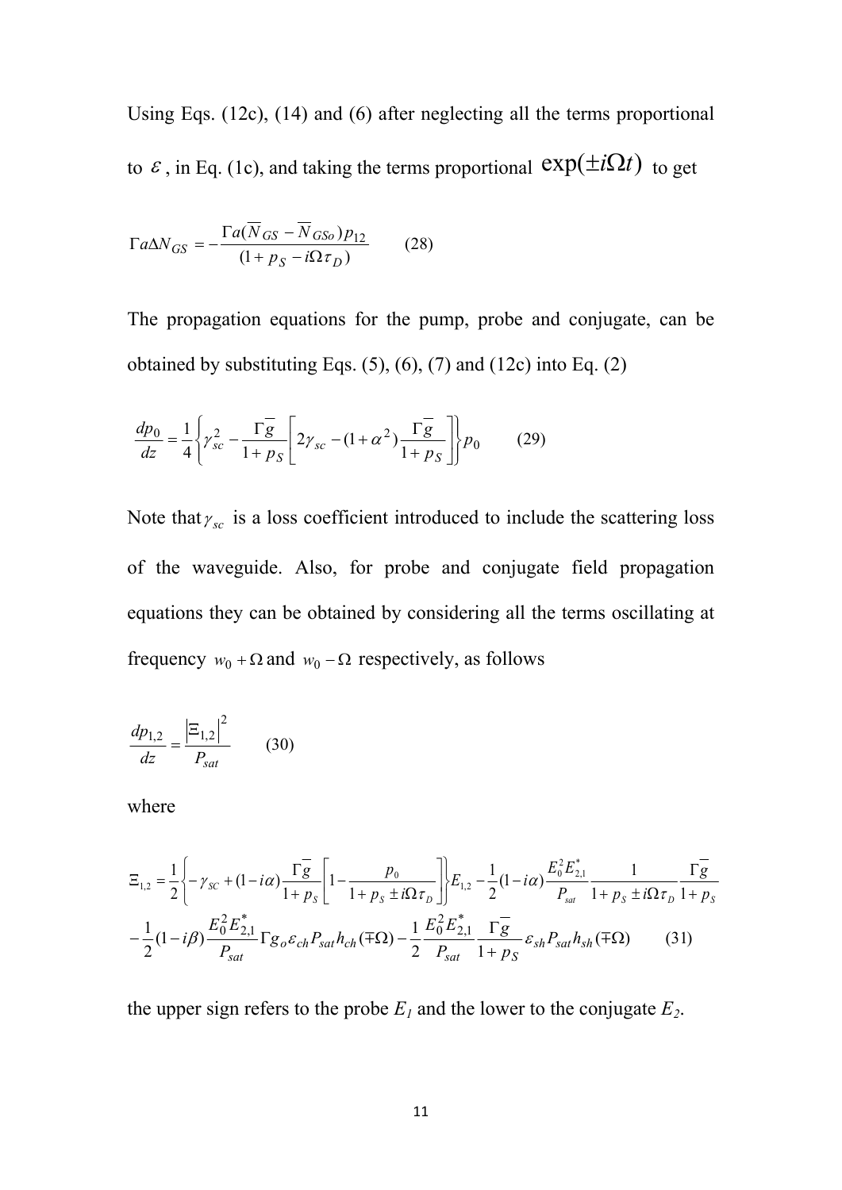Using Eqs. (12c), (14) and (6) after neglecting all the terms proportional to $\varepsilon$, in Eq. (1c), and taking the terms proportional $\exp(\pm i\Omega t)$ to get

$$\Gamma a \Delta N_{GS} = -\frac{\Gamma a(\overline{N}_{GS} - \overline{N}_{GSo})p_{12}}{(1 + p_S - i\Omega\tau_D)} \qquad (28)$$

The propagation equations for the pump, probe and conjugate, can be obtained by substituting Eqs. (5), (6), (7) and (12c) into Eq. (2)

$$\frac{dp_0}{dz} = \frac{1}{4}\left\{\gamma_{sc}^2 - \frac{\Gamma\overline{g}}{1+p_S}\left[2\gamma_{sc} - (1+\alpha^2)\frac{\Gamma\overline{g}}{1+p_S}\right]\right\}p_0 \qquad (29)$$

Note that $\gamma_{sc}$ is a loss coefficient introduced to include the scattering loss of the waveguide. Also, for probe and conjugate field propagation equations they can be obtained by considering all the terms oscillating at frequency $w_0 + \Omega$ and $w_0 - \Omega$ respectively, as follows

$$\frac{dp_{1,2}}{dz} = \frac{\left|\Xi_{1,2}\right|^2}{P_{sat}} \qquad (30)$$

where

$$\Xi_{1,2} = \frac{1}{2}\left\{-\gamma_{SC} + (1-i\alpha)\frac{\Gamma\overline{g}}{1+p_S}\left[1 - \frac{p_0}{1+p_S \pm i\Omega\tau_D}\right]\right\}E_{1,2} - \frac{1}{2}(1-i\alpha)\frac{E_0^2E_{2,1}^*}{P_{sat}}\frac{1}{1+p_S \pm i\Omega\tau_D}\frac{\Gamma\overline{g}}{1+p_S}$$
$$-\frac{1}{2}(1-i\beta)\frac{E_0^2E_{2,1}^*}{P_{sat}}\Gamma g_o\varepsilon_{ch}P_{sat}h_{ch}(\mp\Omega) - \frac{1}{2}\frac{E_0^2E_{2,1}^*}{P_{sat}}\frac{\Gamma\overline{g}}{1+p_S}\varepsilon_{sh}P_{sat}h_{sh}(\mp\Omega) \qquad (31)$$

the upper sign refers to the probe $E_1$ and the lower to the conjugate $E_2$.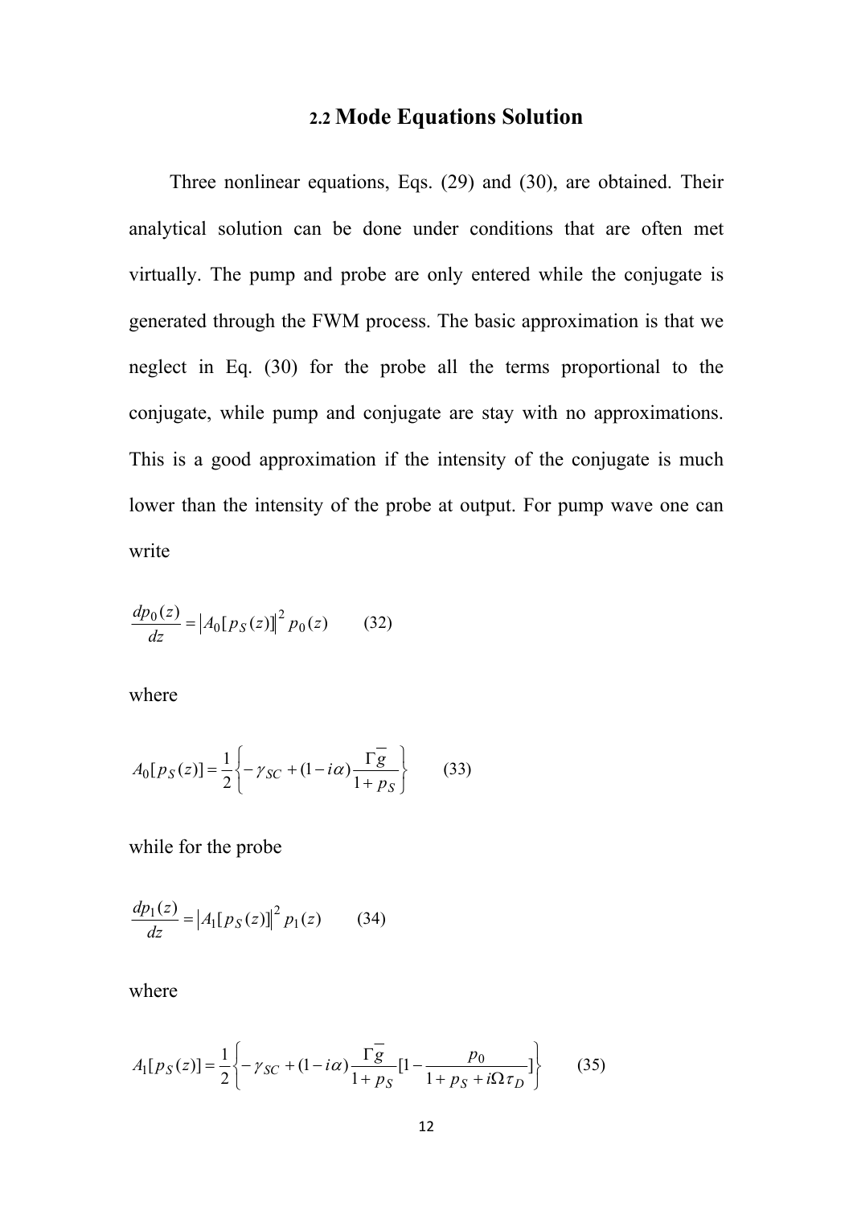## 2.2 Mode Equations Solution

Three nonlinear equations, Eqs. (29) and (30), are obtained. Their analytical solution can be done under conditions that are often met virtually. The pump and probe are only entered while the conjugate is generated through the FWM process. The basic approximation is that we neglect in Eq. (30) for the probe all the terms proportional to the conjugate, while pump and conjugate are stay with no approximations. This is a good approximation if the intensity of the conjugate is much lower than the intensity of the probe at output. For pump wave one can write

$$\frac{dp_0(z)}{dz} = \left| A_0[p_S(z)] \right|^2 p_0(z) \qquad (32)$$

where

$$A_0[p_S(z)] = \frac{1}{2}\left\{ -\gamma_{SC} + (1-i\alpha)\frac{\Gamma \overline{g}}{1+p_S} \right\} \qquad (33)$$

while for the probe

$$\frac{dp_1(z)}{dz} = \left| A_1[p_S(z)] \right|^2 p_1(z) \qquad (34)$$

where

$$A_1[p_S(z)] = \frac{1}{2}\left\{ -\gamma_{SC} + (1-i\alpha)\frac{\Gamma \overline{g}}{1+p_S}\left[1 - \frac{p_0}{1+p_S+i\Omega\tau_D}\right] \right\} \qquad (35)$$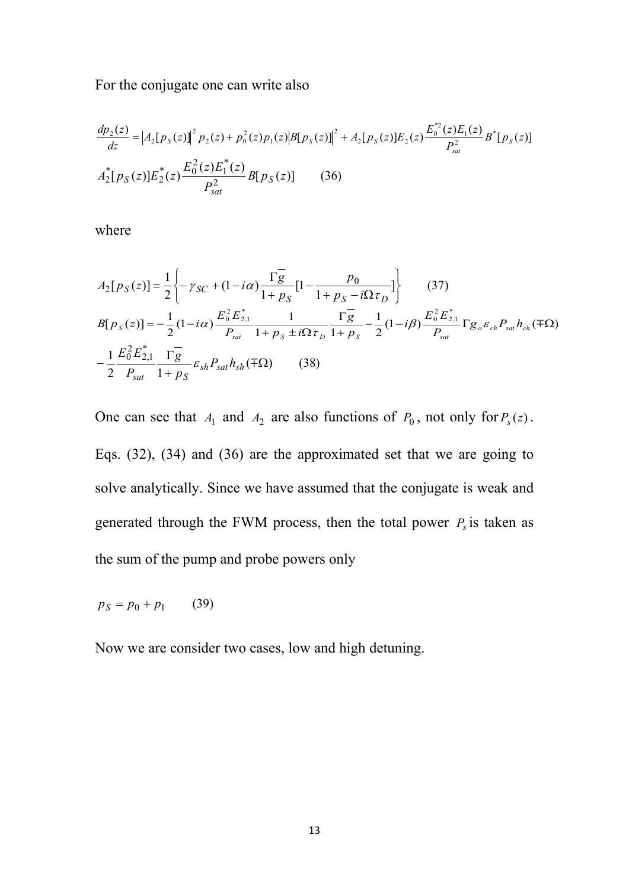For the conjugate one can write also

$$
\frac{dp_2(z)}{dz} = \left|A_2[p_S(z)]\right|^2 p_2(z) + p_0^2(z) p_1(z) \left|B[p_S(z)]\right|^2 + A_2[p_S(z)] E_2(z) \frac{E_0^{*2}(z) E_1(z)}{P_{sat}^2} B^*[p_S(z)]
$$

$$
A_2^*[p_S(z)] E_2^*(z) \frac{E_0^2(z) E_1^*(z)}{P_{sat}^2} B[p_S(z)] \qquad (36)
$$

where

$$
A_2[p_S(z)] = \frac{1}{2}\left\{ -\gamma_{SC} + (1-i\alpha)\frac{\Gamma \overline{g}}{1+p_S}[1 - \frac{p_0}{1+p_S - i\Omega\tau_D}] \right\} \qquad (37)
$$

$$
B[p_S(z)] = -\frac{1}{2}(1-i\alpha)\frac{E_0^2 E_{2,1}^*}{P_{sat}} \frac{1}{1+p_S \pm i\Omega\tau_D} \frac{\Gamma \overline{g}}{1+p_S} - \frac{1}{2}(1-i\beta)\frac{E_0^2 E_{2,1}^*}{P_{sat}} \Gamma g_o \varepsilon_{ch} P_{sat} h_{ch}(\mp\Omega)
$$

$$
-\frac{1}{2}\frac{E_0^2 E_{2,1}^*}{P_{sat}} \frac{\Gamma \overline{g}}{1+p_S} \varepsilon_{sh} P_{sat} h_{sh}(\mp\Omega) \qquad (38)
$$

One can see that $A_1$ and $A_2$ are also functions of $P_0$, not only for $P_s(z)$. Eqs. (32), (34) and (36) are the approximated set that we are going to solve analytically. Since we have assumed that the conjugate is weak and generated through the FWM process, then the total power $P_s$ is taken as the sum of the pump and probe powers only

$$
p_S = p_0 + p_1 \qquad (39)
$$

Now we are consider two cases, low and high detuning.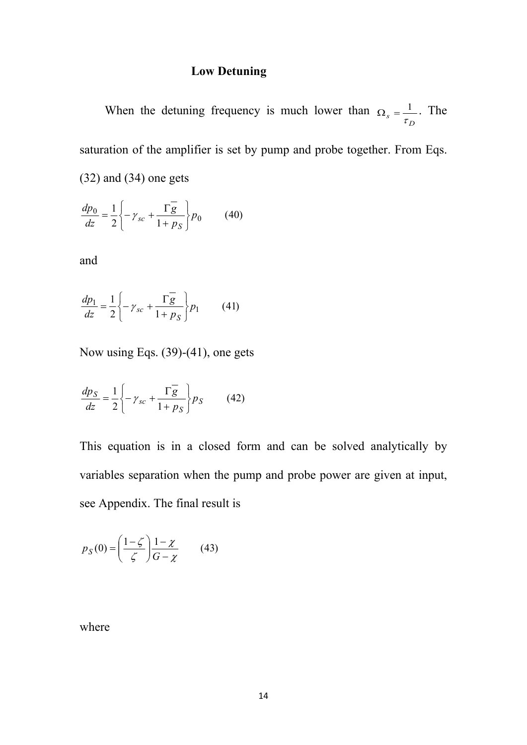### Low Detuning

When the detuning frequency is much lower than $\Omega_s = \frac{1}{\tau_D}$. The saturation of the amplifier is set by pump and probe together. From Eqs. (32) and (34) one gets

$$\frac{dp_0}{dz} = \frac{1}{2}\left\{-\gamma_{sc} + \frac{\Gamma \overline{g}}{1+p_S}\right\}p_0 \qquad (40)$$

and

$$\frac{dp_1}{dz} = \frac{1}{2}\left\{-\gamma_{sc} + \frac{\Gamma \overline{g}}{1+p_S}\right\}p_1 \qquad (41)$$

Now using Eqs. (39)-(41), one gets

$$\frac{dp_S}{dz} = \frac{1}{2}\left\{-\gamma_{sc} + \frac{\Gamma \overline{g}}{1+p_S}\right\}p_S \qquad (42)$$

This equation is in a closed form and can be solved analytically by variables separation when the pump and probe power are given at input, see Appendix. The final result is

$$p_S(0) = \left(\frac{1-\zeta}{\zeta}\right)\frac{1-\chi}{G-\chi} \qquad (43)$$

where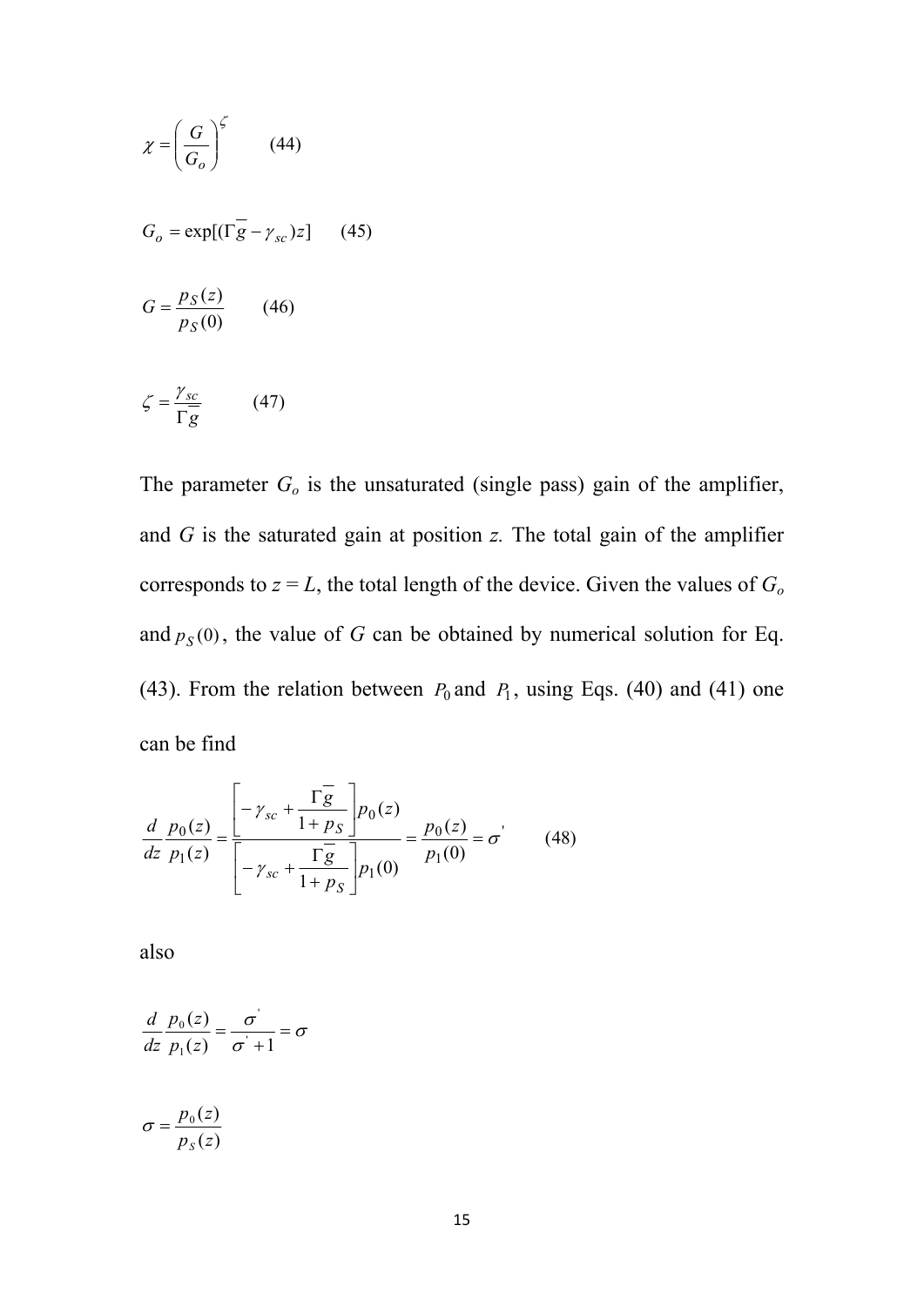$$\chi = \left( \frac{G}{G_o} \right)^{\zeta} \qquad (44)$$

$$G_o = \exp[(\Gamma \overline{g} - \gamma_{sc}) z] \qquad (45)$$

$$G = \frac{p_S(z)}{p_S(0)} \qquad (46)$$

$$\zeta = \frac{\gamma_{sc}}{\Gamma \overline{g}} \qquad (47)$$

The parameter $G_o$ is the unsaturated (single pass) gain of the amplifier, and $G$ is the saturated gain at position $z$. The total gain of the amplifier corresponds to $z = L$, the total length of the device. Given the values of $G_o$ and $p_S(0)$, the value of $G$ can be obtained by numerical solution for Eq. (43). From the relation between $P_0$ and $P_1$, using Eqs. (40) and (41) one can be find

$$\frac{d}{dz} \frac{p_0(z)}{p_1(z)} = \frac{\left[ -\gamma_{sc} + \dfrac{\Gamma \overline{g}}{1 + p_S} \right] p_0(z)}{\left[ -\gamma_{sc} + \dfrac{\Gamma \overline{g}}{1 + p_S} \right] p_1(0)} = \frac{p_0(z)}{p_1(0)} = \sigma' \qquad (48)$$

also

$$\frac{d}{dz} \frac{p_0(z)}{p_1(z)} = \frac{\sigma'}{\sigma' + 1} = \sigma$$

$$\sigma = \frac{p_0(z)}{p_S(z)}$$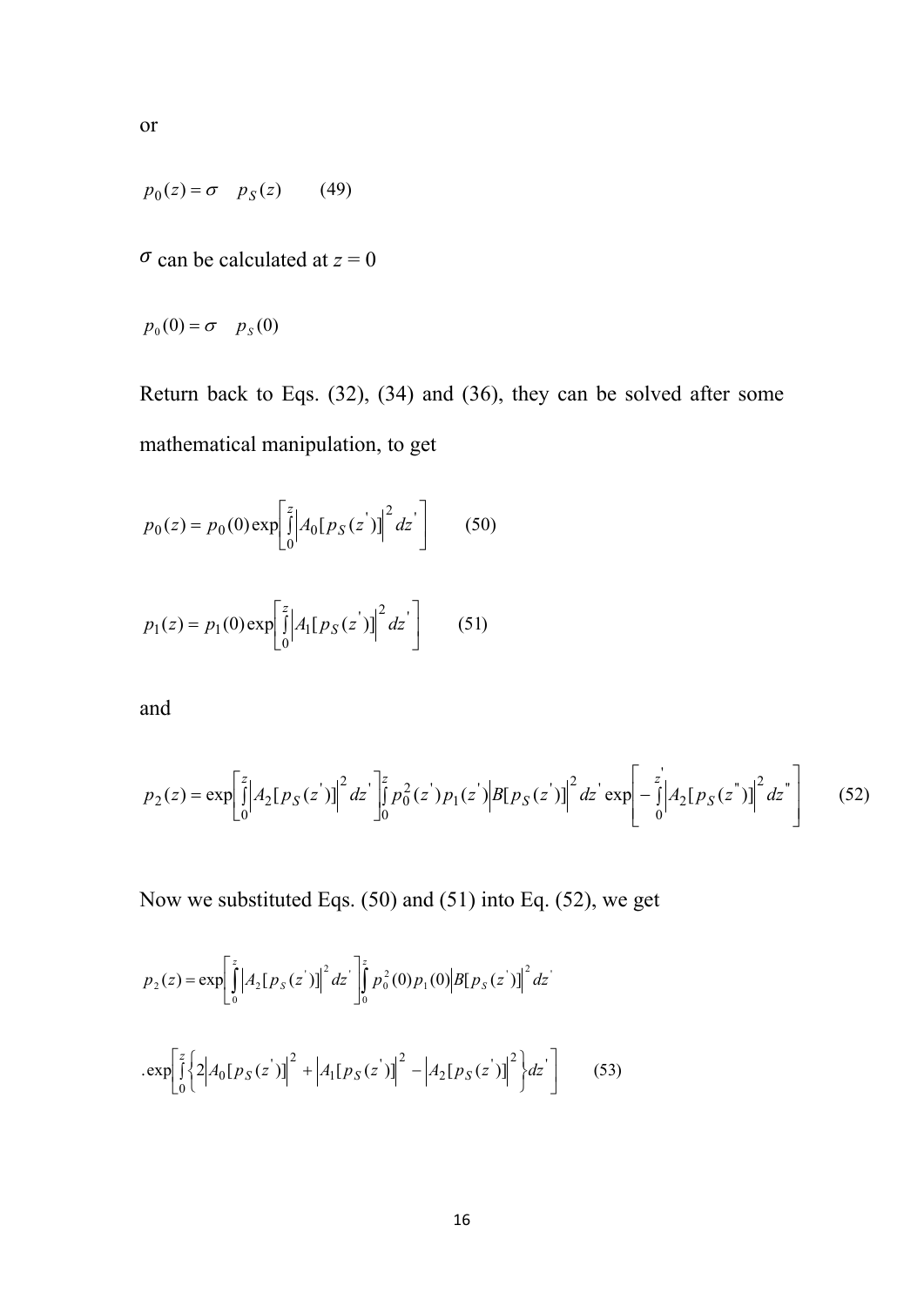or

$$p_0(z) = \sigma \quad p_S(z) \qquad (49)$$

$\sigma$ can be calculated at $z = 0$

$$p_0(0) = \sigma \quad p_S(0)$$

Return back to Eqs. (32), (34) and (36), they can be solved after some mathematical manipulation, to get

$$p_0(z) = p_0(0)\exp\left[\int_0^z \left|A_0[p_S(z')]\right|^2 dz'\right] \qquad (50)$$

$$p_1(z) = p_1(0)\exp\left[\int_0^z \left|A_1[p_S(z')]\right|^2 dz'\right] \qquad (51)$$

and

$$p_2(z) = \exp\left[\int_0^z \left|A_2[p_S(z')]\right|^2 dz'\right]\int_0^z p_0^2(z')p_1(z')\left|B[p_S(z')]\right|^2 dz' \exp\left[-\int_0^{z'} \left|A_2[p_S(z'')]\right|^2 dz''\right] \qquad (52)$$

Now we substituted Eqs. (50) and (51) into Eq. (52), we get

$$p_2(z) = \exp\left[\int_0^z \left|A_2[p_S(z')]\right|^2 dz'\right]\int_0^z p_0^2(0)p_1(0)\left|B[p_S(z')]\right|^2 dz'$$

$$.\exp\left[\int_0^z \left\{2\left|A_0[p_S(z')]\right|^2 + \left|A_1[p_S(z')]\right|^2 - \left|A_2[p_S(z')]\right|^2\right\} dz'\right] \qquad (53)$$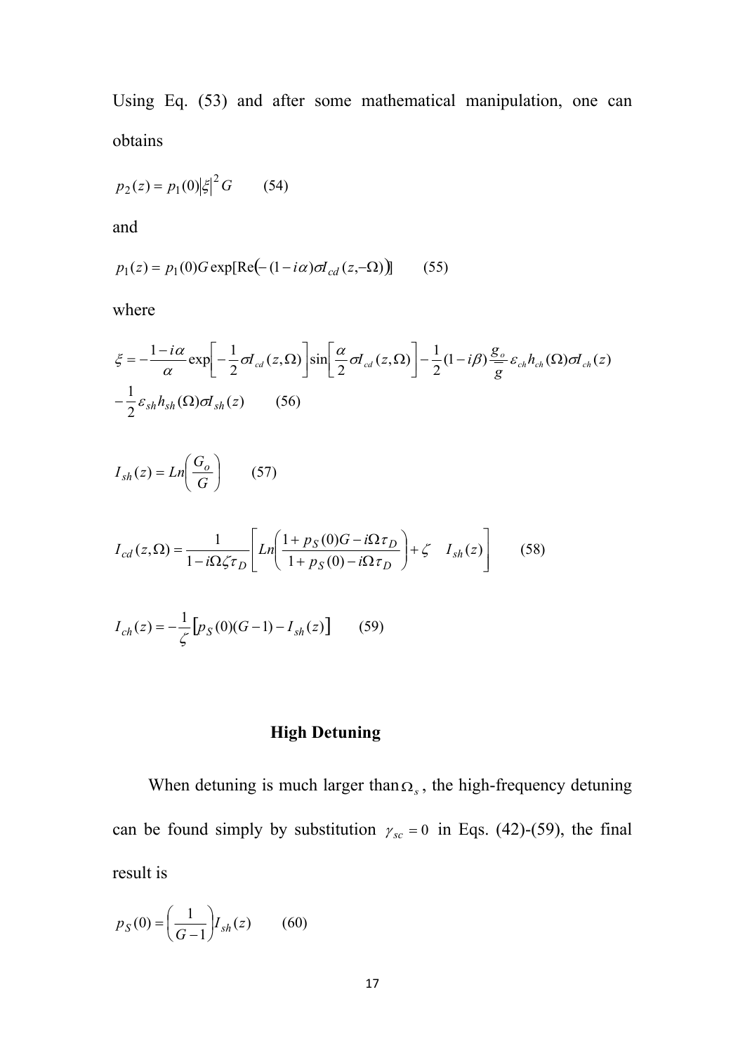Using Eq. (53) and after some mathematical manipulation, one can obtains

$$p_2(z) = p_1(0)|\xi|^2 G \qquad (54)$$

and

$$p_1(z) = p_1(0) G \exp[\mathrm{Re}(-(1-i\alpha)\sigma I_{cd}(z,-\Omega))] \qquad (55)$$

where

$$\xi = -\frac{1-i\alpha}{\alpha}\exp\left[-\frac{1}{2}\sigma I_{cd}(z,\Omega)\right]\sin\left[\frac{\alpha}{2}\sigma I_{cd}(z,\Omega)\right] - \frac{1}{2}(1-i\beta)\frac{g_o}{\overline{g}}\varepsilon_{ch} h_{ch}(\Omega)\sigma I_{ch}(z)$$
$$-\frac{1}{2}\varepsilon_{sh} h_{sh}(\Omega)\sigma I_{sh}(z) \qquad (56)$$

$$I_{sh}(z) = Ln\left(\frac{G_o}{G}\right) \qquad (57)$$

$$I_{cd}(z,\Omega) = \frac{1}{1-i\Omega\zeta\tau_D}\left[Ln\left(\frac{1+p_S(0)G - i\Omega\tau_D}{1+p_S(0) - i\Omega\tau_D}\right) + \zeta \quad I_{sh}(z)\right] \qquad (58)$$

$$I_{ch}(z) = -\frac{1}{\zeta}\left[p_S(0)(G-1) - I_{sh}(z)\right] \qquad (59)$$

## High Detuning

When detuning is much larger than $\Omega_s$, the high-frequency detuning can be found simply by substitution $\gamma_{sc} = 0$ in Eqs. (42)-(59), the final result is

$$p_S(0) = \left(\frac{1}{G-1}\right) I_{sh}(z) \qquad (60)$$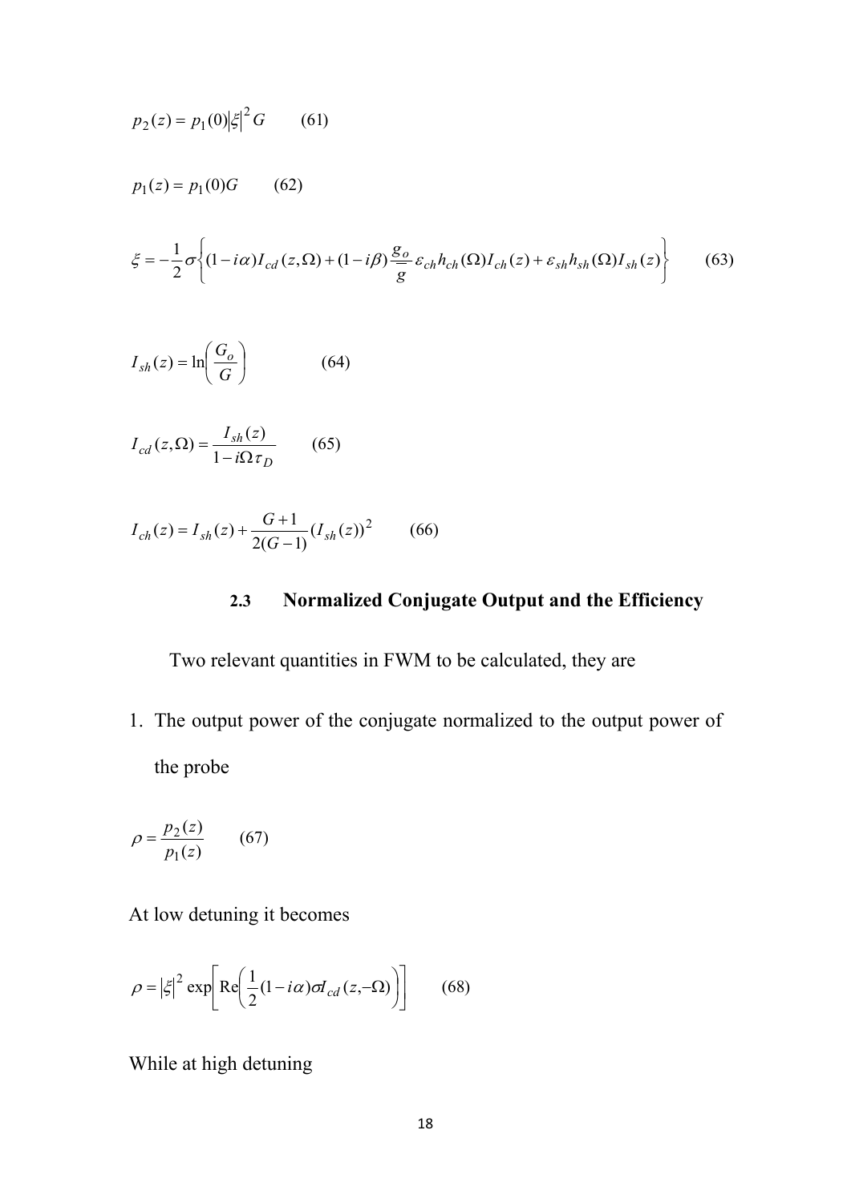$$p_2(z) = p_1(0)|\xi|^2 G \qquad (61)$$

$$p_1(z) = p_1(0)G \qquad (62)$$

$$\xi = -\frac{1}{2}\sigma\left\{(1-i\alpha)I_{cd}(z,\Omega) + (1-i\beta)\frac{g_o}{\overline{g}}\varepsilon_{ch}h_{ch}(\Omega)I_{ch}(z) + \varepsilon_{sh}h_{sh}(\Omega)I_{sh}(z)\right\} \qquad (63)$$

$$I_{sh}(z) = \ln\left(\frac{G_o}{G}\right) \qquad (64)$$

$$I_{cd}(z,\Omega) = \frac{I_{sh}(z)}{1-i\Omega\tau_D} \qquad (65)$$

$$I_{ch}(z) = I_{sh}(z) + \frac{G+1}{2(G-1)}(I_{sh}(z))^2 \qquad (66)$$

### 2.3 Normalized Conjugate Output and the Efficiency

Two relevant quantities in FWM to be calculated, they are

1. The output power of the conjugate normalized to the output power of the probe

$$\rho = \frac{p_2(z)}{p_1(z)} \qquad (67)$$

At low detuning it becomes

$$\rho = |\xi|^2 \exp\left[\mathrm{Re}\left(\frac{1}{2}(1-i\alpha)\sigma I_{cd}(z,-\Omega)\right)\right] \qquad (68)$$

While at high detuning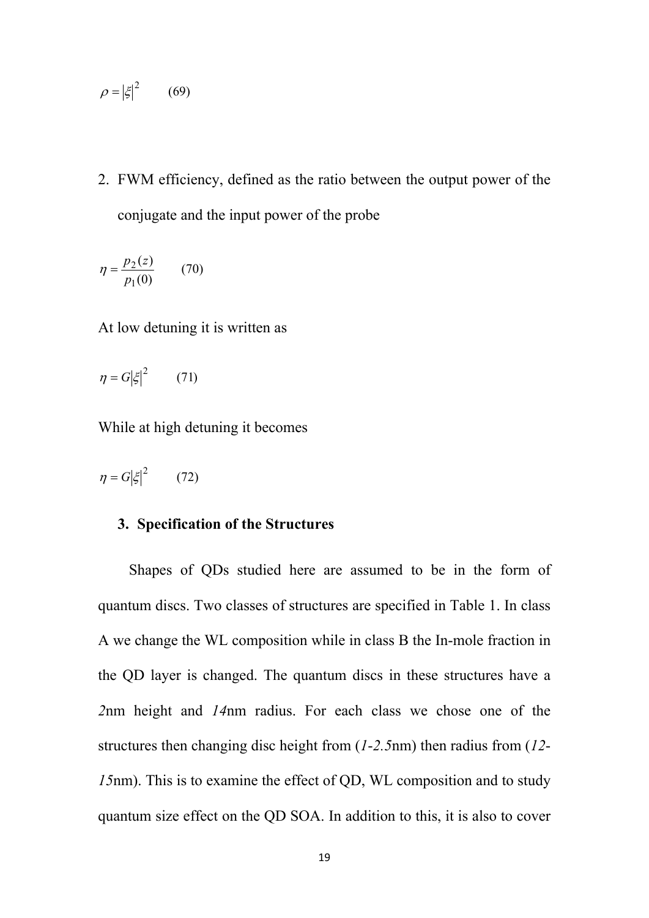$$\rho = |\xi|^2 \qquad (69)$$

2. FWM efficiency, defined as the ratio between the output power of the conjugate and the input power of the probe

$$\eta = \frac{p_2(z)}{p_1(0)} \qquad (70)$$

At low detuning it is written as

$$\eta = G|\xi|^2 \qquad (71)$$

While at high detuning it becomes

$$\eta = G|\xi|^2 \qquad (72)$$

### 3. Specification of the Structures

Shapes of QDs studied here are assumed to be in the form of quantum discs. Two classes of structures are specified in Table 1. In class A we change the WL composition while in class B the In-mole fraction in the QD layer is changed. The quantum discs in these structures have a *2*nm height and *14*nm radius. For each class we chose one of the structures then changing disc height from (*1-2.5*nm) then radius from (*12-15*nm). This is to examine the effect of QD, WL composition and to study quantum size effect on the QD SOA. In addition to this, it is also to cover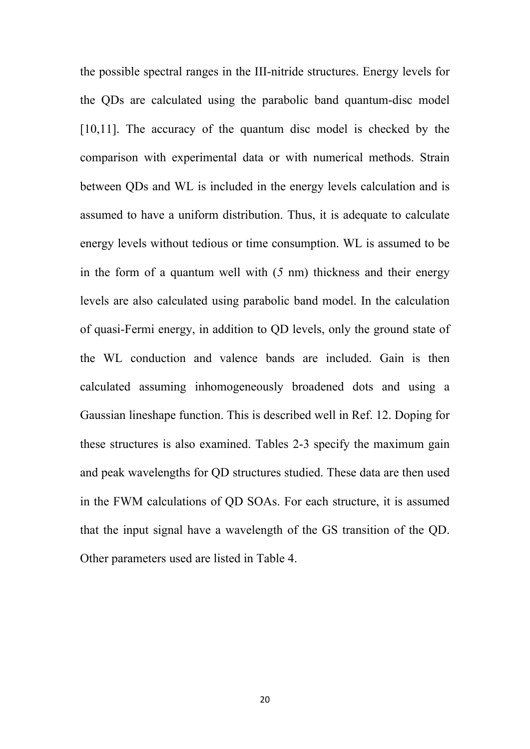the possible spectral ranges in the III-nitride structures. Energy levels for the QDs are calculated using the parabolic band quantum-disc model [10,11]. The accuracy of the quantum disc model is checked by the comparison with experimental data or with numerical methods. Strain between QDs and WL is included in the energy levels calculation and is assumed to have a uniform distribution. Thus, it is adequate to calculate energy levels without tedious or time consumption. WL is assumed to be in the form of a quantum well with (*5* nm) thickness and their energy levels are also calculated using parabolic band model. In the calculation of quasi-Fermi energy, in addition to QD levels, only the ground state of the WL conduction and valence bands are included. Gain is then calculated assuming inhomogeneously broadened dots and using a Gaussian lineshape function. This is described well in Ref. 12. Doping for these structures is also examined. Tables 2-3 specify the maximum gain and peak wavelengths for QD structures studied. These data are then used in the FWM calculations of QD SOAs. For each structure, it is assumed that the input signal have a wavelength of the GS transition of the QD. Other parameters used are listed in Table 4.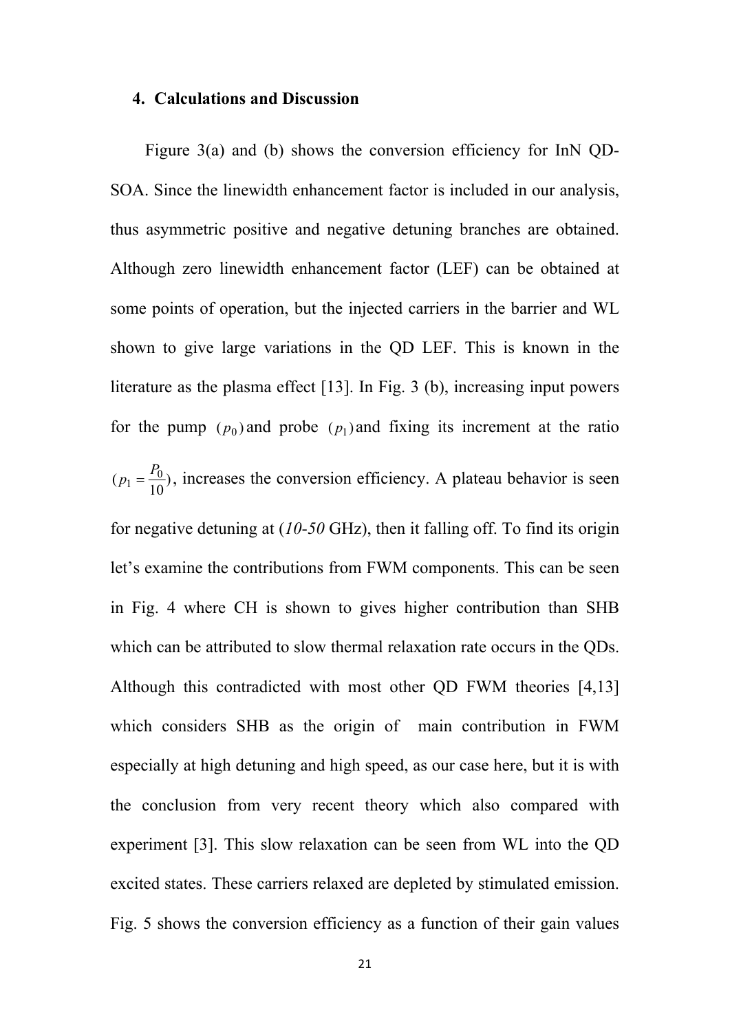## 4. Calculations and Discussion

Figure 3(a) and (b) shows the conversion efficiency for InN QD-SOA. Since the linewidth enhancement factor is included in our analysis, thus asymmetric positive and negative detuning branches are obtained. Although zero linewidth enhancement factor (LEF) can be obtained at some points of operation, but the injected carriers in the barrier and WL shown to give large variations in the QD LEF. This is known in the literature as the plasma effect [13]. In Fig. 3 (b), increasing input powers for the pump $(p_0)$ and probe $(p_1)$ and fixing its increment at the ratio $(p_1 = \frac{P_0}{10})$, increases the conversion efficiency. A plateau behavior is seen for negative detuning at (*10*-*50* GHz), then it falling off. To find its origin let's examine the contributions from FWM components. This can be seen in Fig. 4 where CH is shown to gives higher contribution than SHB which can be attributed to slow thermal relaxation rate occurs in the QDs. Although this contradicted with most other QD FWM theories [4,13] which considers SHB as the origin of main contribution in FWM especially at high detuning and high speed, as our case here, but it is with the conclusion from very recent theory which also compared with experiment [3]. This slow relaxation can be seen from WL into the QD excited states. These carriers relaxed are depleted by stimulated emission. Fig. 5 shows the conversion efficiency as a function of their gain values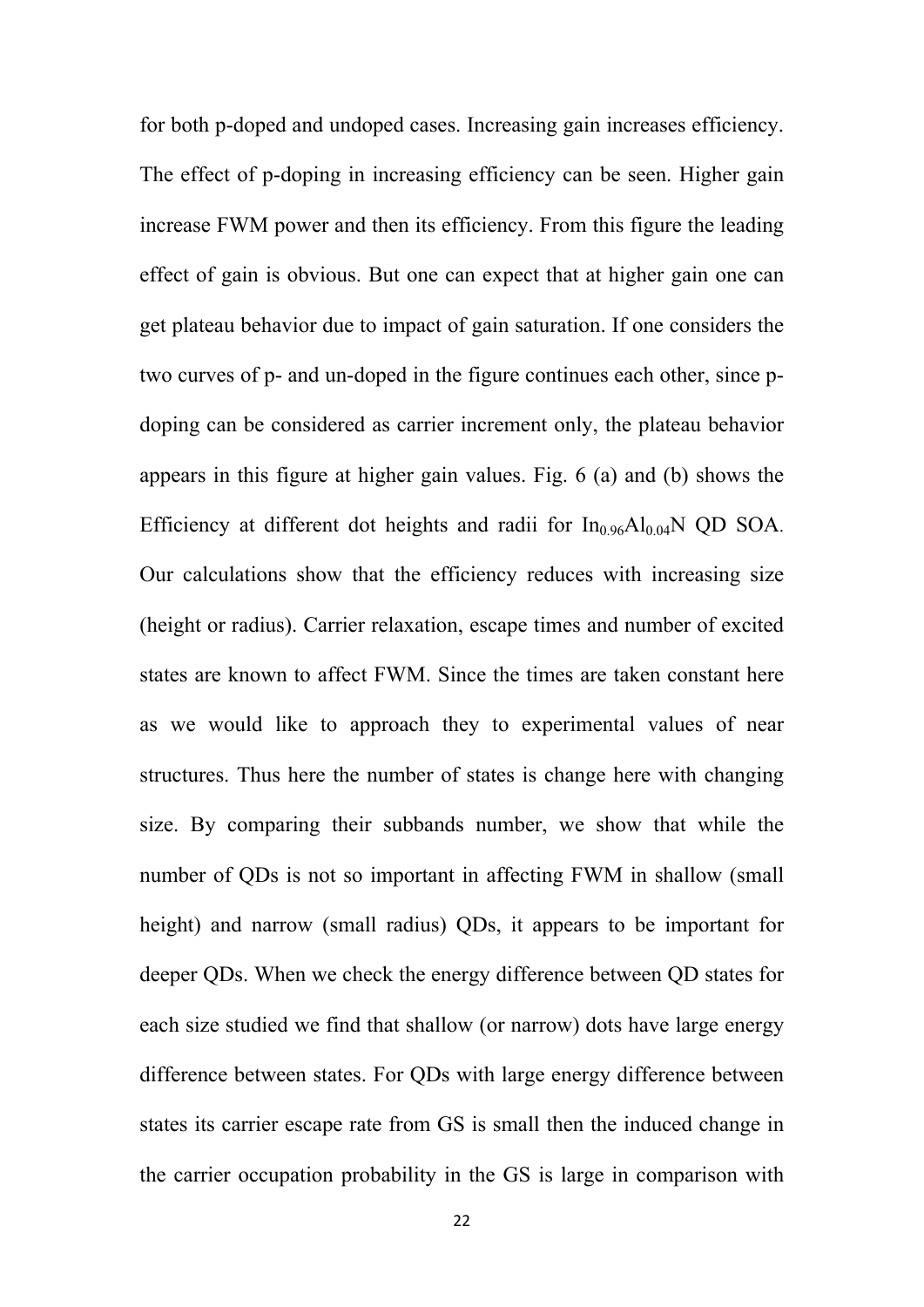for both p-doped and undoped cases. Increasing gain increases efficiency. The effect of p-doping in increasing efficiency can be seen. Higher gain increase FWM power and then its efficiency. From this figure the leading effect of gain is obvious. But one can expect that at higher gain one can get plateau behavior due to impact of gain saturation. If one considers the two curves of p- and un-doped in the figure continues each other, since p-doping can be considered as carrier increment only, the plateau behavior appears in this figure at higher gain values. Fig. 6 (a) and (b) shows the Efficiency at different dot heights and radii for $In_{0.96}Al_{0.04}N$ QD SOA. Our calculations show that the efficiency reduces with increasing size (height or radius). Carrier relaxation, escape times and number of excited states are known to affect FWM. Since the times are taken constant here as we would like to approach they to experimental values of near structures. Thus here the number of states is change here with changing size. By comparing their subbands number, we show that while the number of QDs is not so important in affecting FWM in shallow (small height) and narrow (small radius) QDs, it appears to be important for deeper QDs. When we check the energy difference between QD states for each size studied we find that shallow (or narrow) dots have large energy difference between states. For QDs with large energy difference between states its carrier escape rate from GS is small then the induced change in the carrier occupation probability in the GS is large in comparison with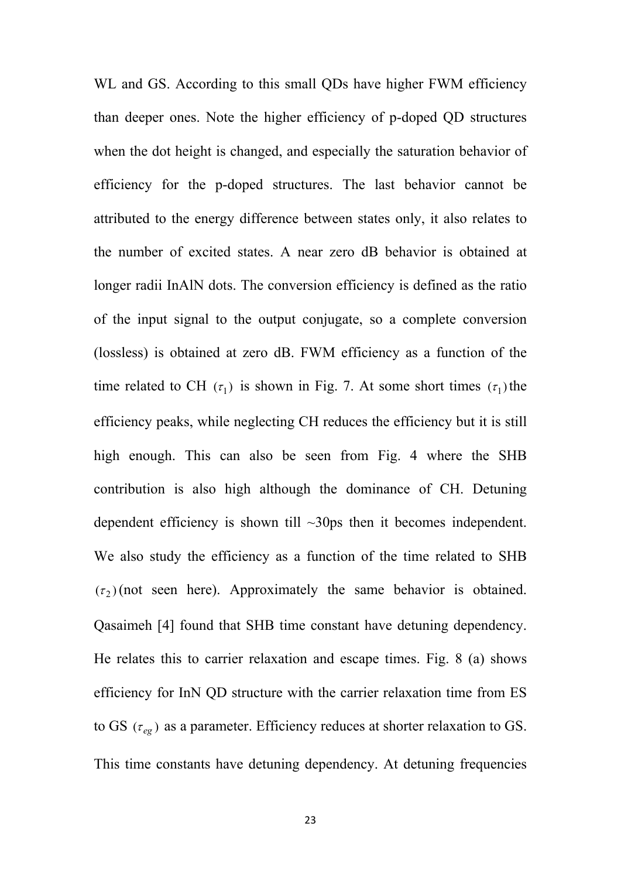WL and GS. According to this small QDs have higher FWM efficiency than deeper ones. Note the higher efficiency of p-doped QD structures when the dot height is changed, and especially the saturation behavior of efficiency for the p-doped structures. The last behavior cannot be attributed to the energy difference between states only, it also relates to the number of excited states. A near zero dB behavior is obtained at longer radii InAlN dots. The conversion efficiency is defined as the ratio of the input signal to the output conjugate, so a complete conversion (lossless) is obtained at zero dB. FWM efficiency as a function of the time related to CH $(\tau_1)$ is shown in Fig. 7. At some short times $(\tau_1)$ the efficiency peaks, while neglecting CH reduces the efficiency but it is still high enough. This can also be seen from Fig. 4 where the SHB contribution is also high although the dominance of CH. Detuning dependent efficiency is shown till ~30ps then it becomes independent. We also study the efficiency as a function of the time related to SHB $(\tau_2)$ (not seen here). Approximately the same behavior is obtained. Qasaimeh [4] found that SHB time constant have detuning dependency. He relates this to carrier relaxation and escape times. Fig. 8 (a) shows efficiency for InN QD structure with the carrier relaxation time from ES to GS $(\tau_{eg})$ as a parameter. Efficiency reduces at shorter relaxation to GS. This time constants have detuning dependency. At detuning frequencies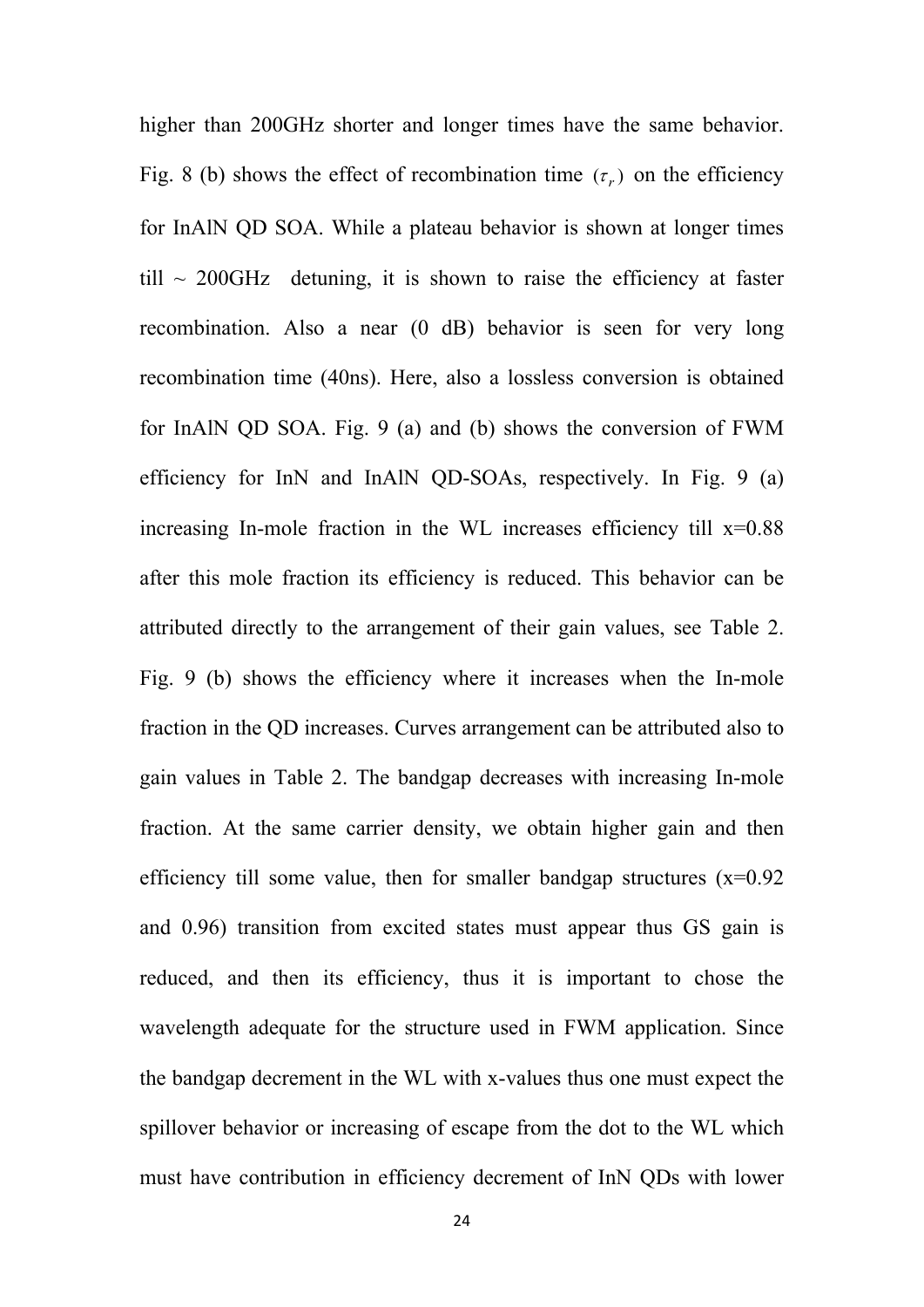higher than 200GHz shorter and longer times have the same behavior. Fig. 8 (b) shows the effect of recombination time $(\tau_r)$ on the efficiency for InAlN QD SOA. While a plateau behavior is shown at longer times till ~ 200GHz detuning, it is shown to raise the efficiency at faster recombination. Also a near (0 dB) behavior is seen for very long recombination time (40ns). Here, also a lossless conversion is obtained for InAlN QD SOA. Fig. 9 (a) and (b) shows the conversion of FWM efficiency for InN and InAlN QD-SOAs, respectively. In Fig. 9 (a) increasing In-mole fraction in the WL increases efficiency till x=0.88 after this mole fraction its efficiency is reduced. This behavior can be attributed directly to the arrangement of their gain values, see Table 2. Fig. 9 (b) shows the efficiency where it increases when the In-mole fraction in the QD increases. Curves arrangement can be attributed also to gain values in Table 2. The bandgap decreases with increasing In-mole fraction. At the same carrier density, we obtain higher gain and then efficiency till some value, then for smaller bandgap structures (x=0.92 and 0.96) transition from excited states must appear thus GS gain is reduced, and then its efficiency, thus it is important to chose the wavelength adequate for the structure used in FWM application. Since the bandgap decrement in the WL with x-values thus one must expect the spillover behavior or increasing of escape from the dot to the WL which must have contribution in efficiency decrement of InN QDs with lower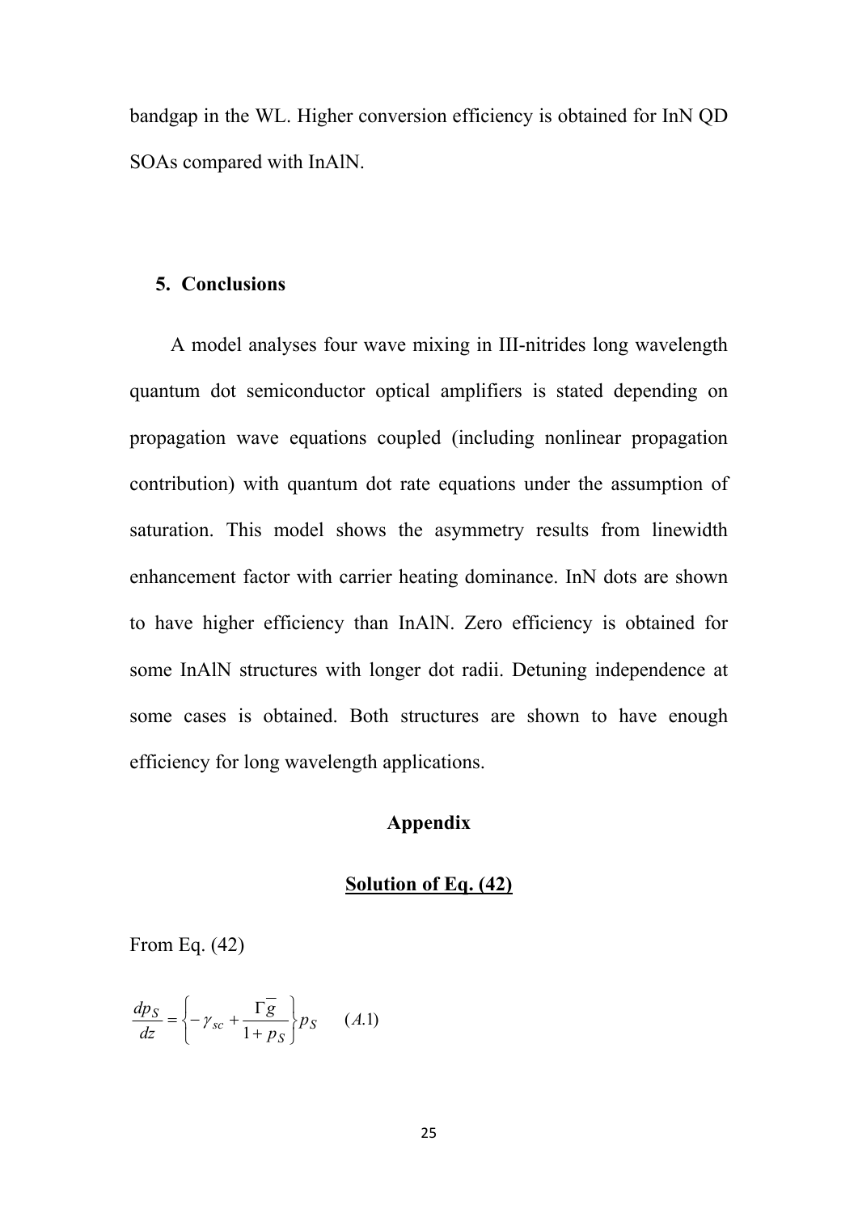bandgap in the WL. Higher conversion efficiency is obtained for InN QD SOAs compared with InAlN.

## 5. Conclusions

A model analyses four wave mixing in III-nitrides long wavelength quantum dot semiconductor optical amplifiers is stated depending on propagation wave equations coupled (including nonlinear propagation contribution) with quantum dot rate equations under the assumption of saturation. This model shows the asymmetry results from linewidth enhancement factor with carrier heating dominance. InN dots are shown to have higher efficiency than InAlN. Zero efficiency is obtained for some InAlN structures with longer dot radii. Detuning independence at some cases is obtained. Both structures are shown to have enough efficiency for long wavelength applications.

## Appendix

### Solution of Eq. (42)

From Eq. (42)

$$\frac{dp_S}{dz} = \left\{ -\gamma_{sc} + \frac{\Gamma \overline{g}}{1 + p_S} \right\} p_S \qquad (A.1)$$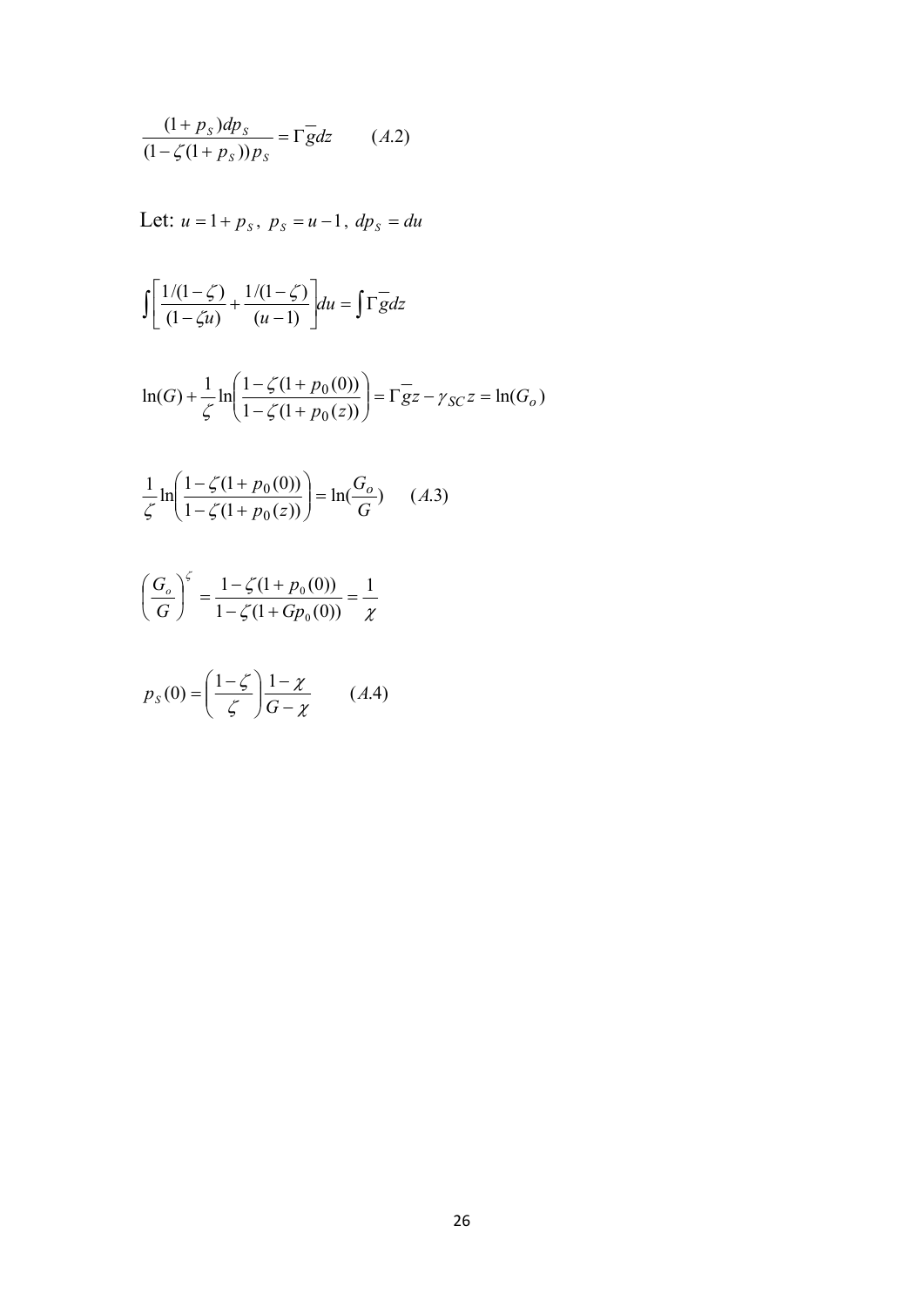$$\frac{(1+p_S)dp_S}{(1-\zeta(1+p_S))p_S} = \Gamma\overline{g}dz \qquad (A.2)$$

Let: $u = 1 + p_S$, $p_S = u - 1$, $dp_S = du$

$$\int \left[ \frac{1/(1-\zeta)}{(1-\zeta u)} + \frac{1/(1-\zeta)}{(u-1)} \right] du = \int \Gamma\overline{g}dz$$

$$\ln(G) + \frac{1}{\zeta}\ln\left(\frac{1-\zeta(1+p_0(0))}{1-\zeta(1+p_0(z))}\right) = \Gamma\overline{g}z - \gamma_{SC}z = \ln(G_o)$$

$$\frac{1}{\zeta}\ln\left(\frac{1-\zeta(1+p_0(0))}{1-\zeta(1+p_0(z))}\right) = \ln(\frac{G_o}{G}) \qquad (A.3)$$

$$\left(\frac{G_o}{G}\right)^{\zeta} = \frac{1-\zeta(1+p_0(0))}{1-\zeta(1+Gp_0(0))} = \frac{1}{\chi}$$

$$p_S(0) = \left(\frac{1-\zeta}{\zeta}\right)\frac{1-\chi}{G-\chi} \qquad (A.4)$$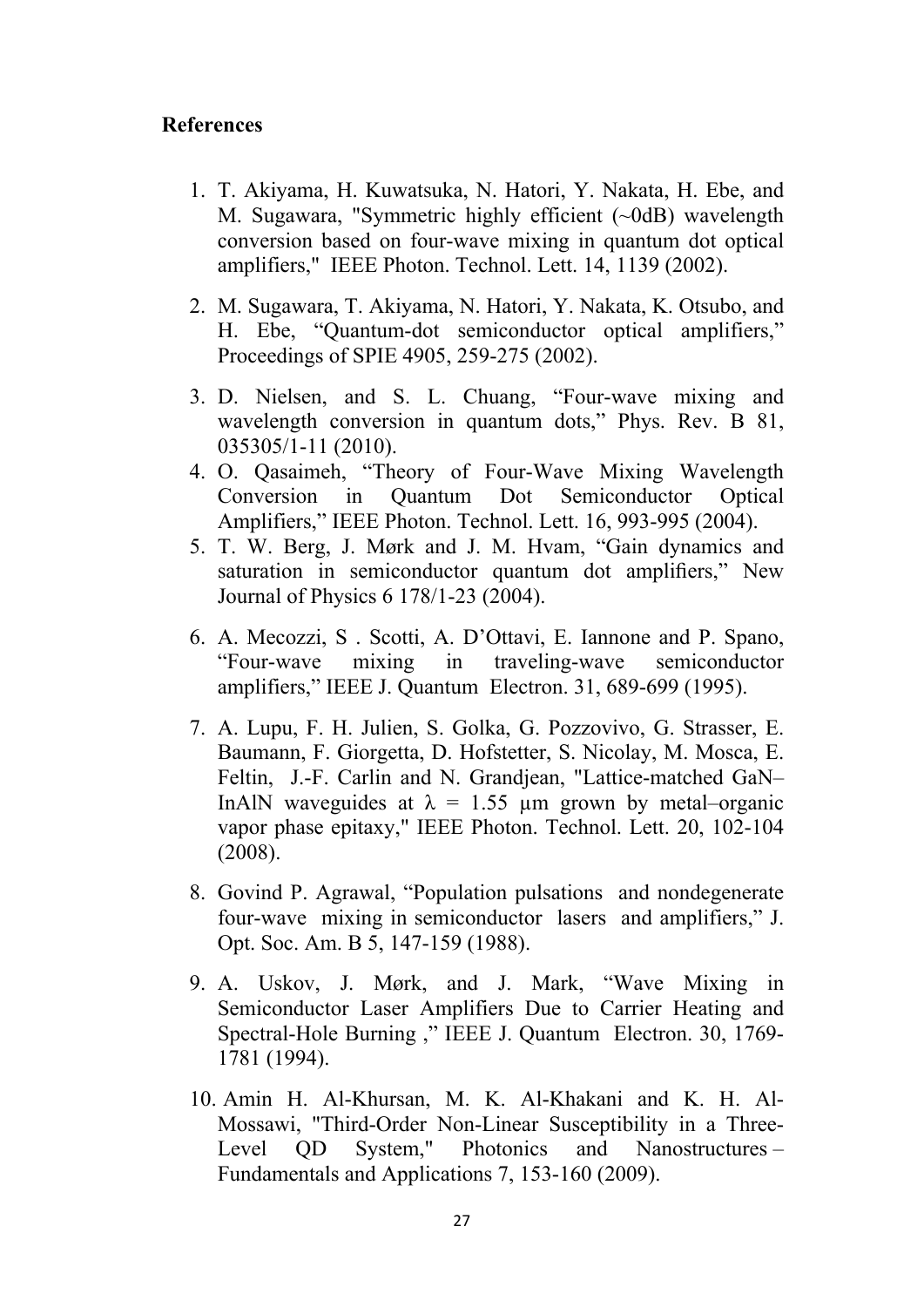## References

1. T. Akiyama, H. Kuwatsuka, N. Hatori, Y. Nakata, H. Ebe, and M. Sugawara, "Symmetric highly efficient (~0dB) wavelength conversion based on four-wave mixing in quantum dot optical amplifiers," IEEE Photon. Technol. Lett. 14, 1139 (2002).

2. M. Sugawara, T. Akiyama, N. Hatori, Y. Nakata, K. Otsubo, and H. Ebe, "Quantum-dot semiconductor optical amplifiers," Proceedings of SPIE 4905, 259-275 (2002).

3. D. Nielsen, and S. L. Chuang, "Four-wave mixing and wavelength conversion in quantum dots," Phys. Rev. B 81, 035305/1-11 (2010).

4. O. Qasaimeh, "Theory of Four-Wave Mixing Wavelength Conversion in Quantum Dot Semiconductor Optical Amplifiers," IEEE Photon. Technol. Lett. 16, 993-995 (2004).

5. T. W. Berg, J. Mørk and J. M. Hvam, "Gain dynamics and saturation in semiconductor quantum dot amplifiers," New Journal of Physics 6 178/1-23 (2004).

6. A. Mecozzi, S . Scotti, A. D'Ottavi, E. Iannone and P. Spano, "Four-wave mixing in traveling-wave semiconductor amplifiers," IEEE J. Quantum Electron. 31, 689-699 (1995).

7. A. Lupu, F. H. Julien, S. Golka, G. Pozzovivo, G. Strasser, E. Baumann, F. Giorgetta, D. Hofstetter, S. Nicolay, M. Mosca, E. Feltin, J.-F. Carlin and N. Grandjean, "Lattice-matched GaN–InAlN waveguides at λ = 1.55 µm grown by metal–organic vapor phase epitaxy," IEEE Photon. Technol. Lett. 20, 102-104 (2008).

8. Govind P. Agrawal, "Population pulsations and nondegenerate four-wave mixing in semiconductor lasers and amplifiers," J. Opt. Soc. Am. B 5, 147-159 (1988).

9. A. Uskov, J. Mørk, and J. Mark, "Wave Mixing in Semiconductor Laser Amplifiers Due to Carrier Heating and Spectral-Hole Burning ," IEEE J. Quantum Electron. 30, 1769-1781 (1994).

10. Amin H. Al-Khursan, M. K. Al-Khakani and K. H. Al-Mossawi, "Third-Order Non-Linear Susceptibility in a Three-Level QD System," Photonics and Nanostructures – Fundamentals and Applications 7, 153-160 (2009).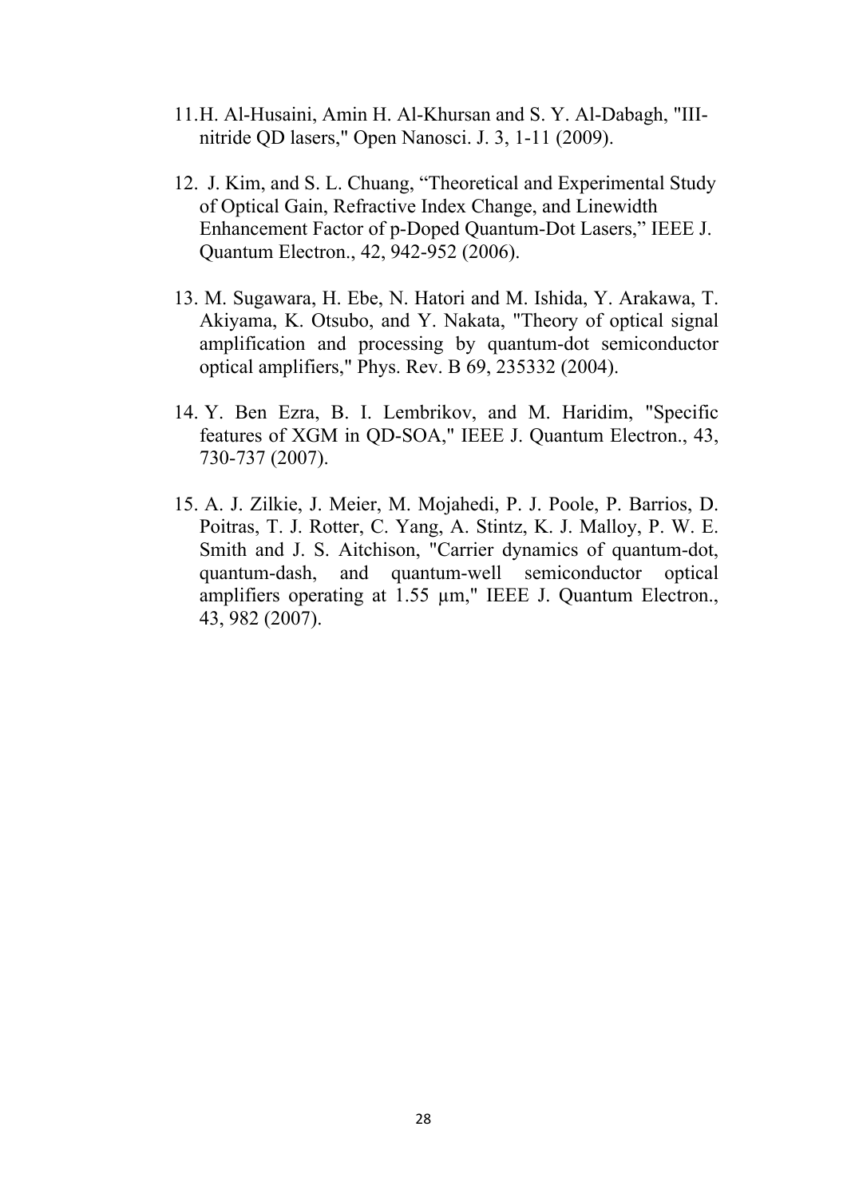11. H. Al-Husaini, Amin H. Al-Khursan and S. Y. Al-Dabagh, "III-nitride QD lasers," Open Nanosci. J. 3, 1-11 (2009).

12. J. Kim, and S. L. Chuang, “Theoretical and Experimental Study of Optical Gain, Refractive Index Change, and Linewidth Enhancement Factor of p-Doped Quantum-Dot Lasers,” IEEE J. Quantum Electron., 42, 942-952 (2006).

13. M. Sugawara, H. Ebe, N. Hatori and M. Ishida, Y. Arakawa, T. Akiyama, K. Otsubo, and Y. Nakata, "Theory of optical signal amplification and processing by quantum-dot semiconductor optical amplifiers," Phys. Rev. B 69, 235332 (2004).

14. Y. Ben Ezra, B. I. Lembrikov, and M. Haridim, "Specific features of XGM in QD-SOA," IEEE J. Quantum Electron., 43, 730-737 (2007).

15. A. J. Zilkie, J. Meier, M. Mojahedi, P. J. Poole, P. Barrios, D. Poitras, T. J. Rotter, C. Yang, A. Stintz, K. J. Malloy, P. W. E. Smith and J. S. Aitchison, "Carrier dynamics of quantum-dot, quantum-dash, and quantum-well semiconductor optical amplifiers operating at 1.55 µm," IEEE J. Quantum Electron., 43, 982 (2007).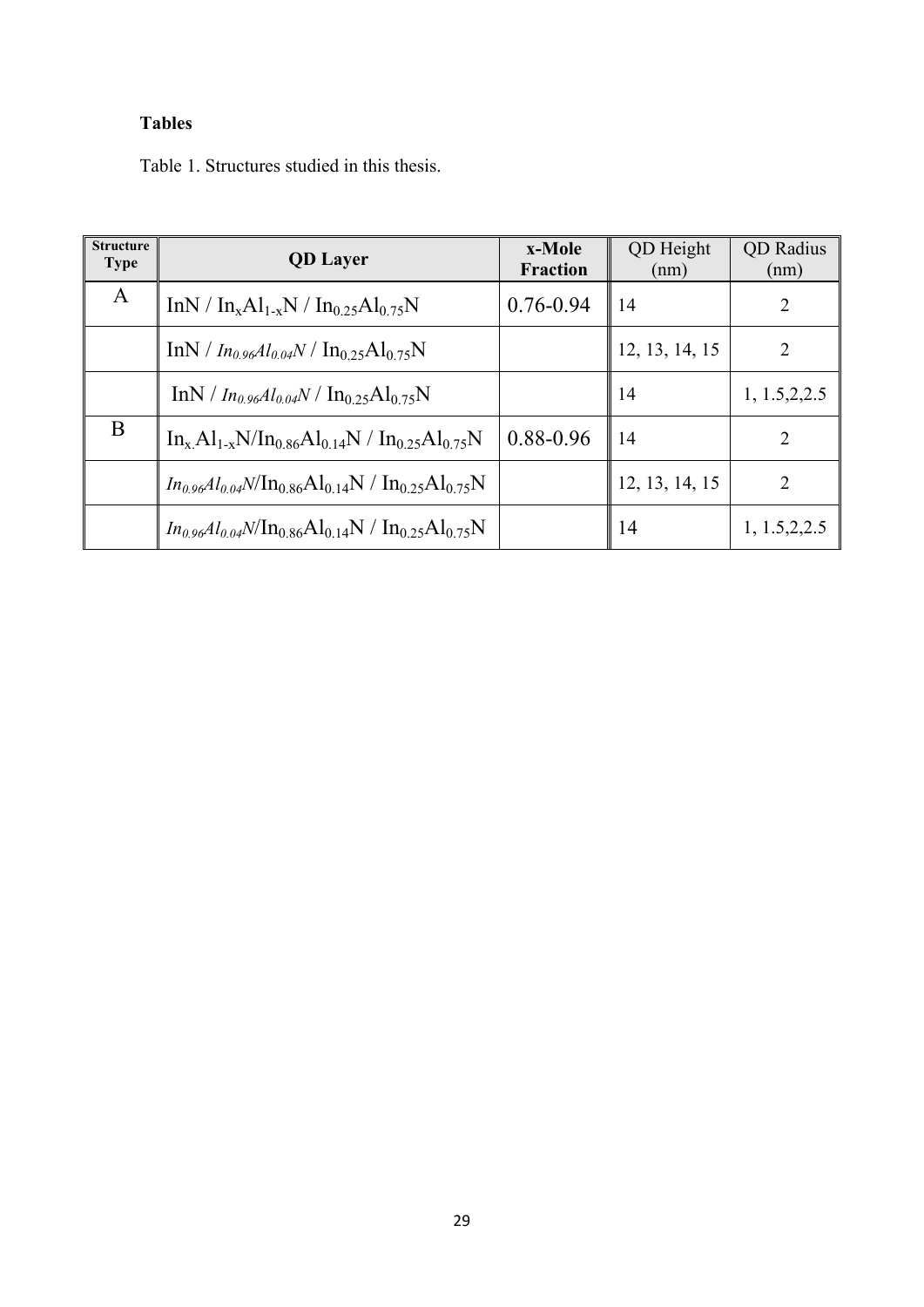**Tables**

Table 1. Structures studied in this thesis.

| Structure Type | QD Layer | x-Mole Fraction | QD Height (nm) | QD Radius (nm) |
|---|---|---|---|---|
| A | $InN$ / $In_xAl_{1-x}N$ / $In_{0.25}Al_{0.75}N$ | 0.76-0.94 | 14 | 2 |
| | $InN$ / $In_{0.96}Al_{0.04}N$ / $In_{0.25}Al_{0.75}N$ | | 12, 13, 14, 15 | 2 |
| | $InN$ / $In_{0.96}Al_{0.04}N$ / $In_{0.25}Al_{0.75}N$ | | 14 | 1, 1.5,2,2.5 |
| B | $In_{x}Al_{1-x}N$/$In_{0.86}Al_{0.14}N$ / $In_{0.25}Al_{0.75}N$ | 0.88-0.96 | 14 | 2 |
| | $In_{0.96}Al_{0.04}N$/$In_{0.86}Al_{0.14}N$ / $In_{0.25}Al_{0.75}N$ | | 12, 13, 14, 15 | 2 |
| | $In_{0.96}Al_{0.04}N$/$In_{0.86}Al_{0.14}N$ / $In_{0.25}Al_{0.75}N$ | | 14 | 1, 1.5,2,2.5 |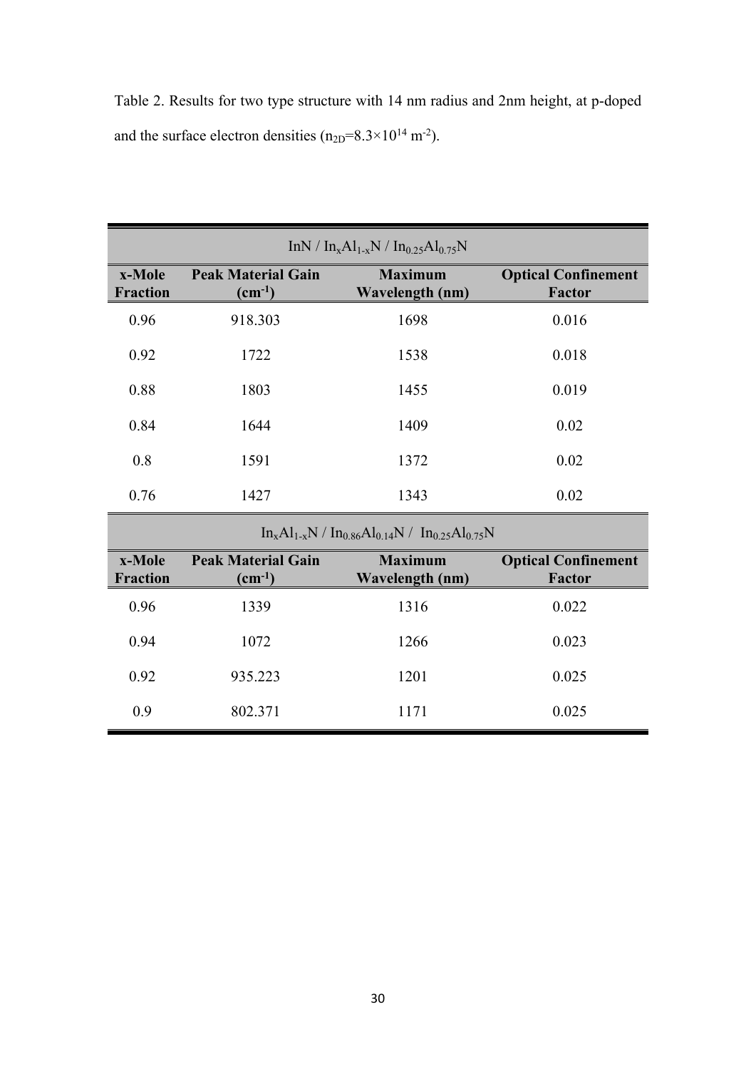Table 2. Results for two type structure with 14 nm radius and 2nm height, at p-doped and the surface electron densities ($n_{2D}$=8.3×$10^{14}$ $m^{-2}$).

| $InN$ / $In_xAl_{1-x}N$ / $In_{0.25}Al_{0.75}N$ | | | |
|---|---|---|---|
| **x-Mole Fraction** | **Peak Material Gain ($cm^{-1}$)** | **Maximum Wavelength (nm)** | **Optical Confinement Factor** |
| 0.96 | 918.303 | 1698 | 0.016 |
| 0.92 | 1722 | 1538 | 0.018 |
| 0.88 | 1803 | 1455 | 0.019 |
| 0.84 | 1644 | 1409 | 0.02 |
| 0.8 | 1591 | 1372 | 0.02 |
| 0.76 | 1427 | 1343 | 0.02 |
| $In_xAl_{1-x}N$ / $In_{0.86}Al_{0.14}N$ / $In_{0.25}Al_{0.75}N$ | | | |
| **x-Mole Fraction** | **Peak Material Gain ($cm^{-1}$)** | **Maximum Wavelength (nm)** | **Optical Confinement Factor** |
| 0.96 | 1339 | 1316 | 0.022 |
| 0.94 | 1072 | 1266 | 0.023 |
| 0.92 | 935.223 | 1201 | 0.025 |
| 0.9 | 802.371 | 1171 | 0.025 |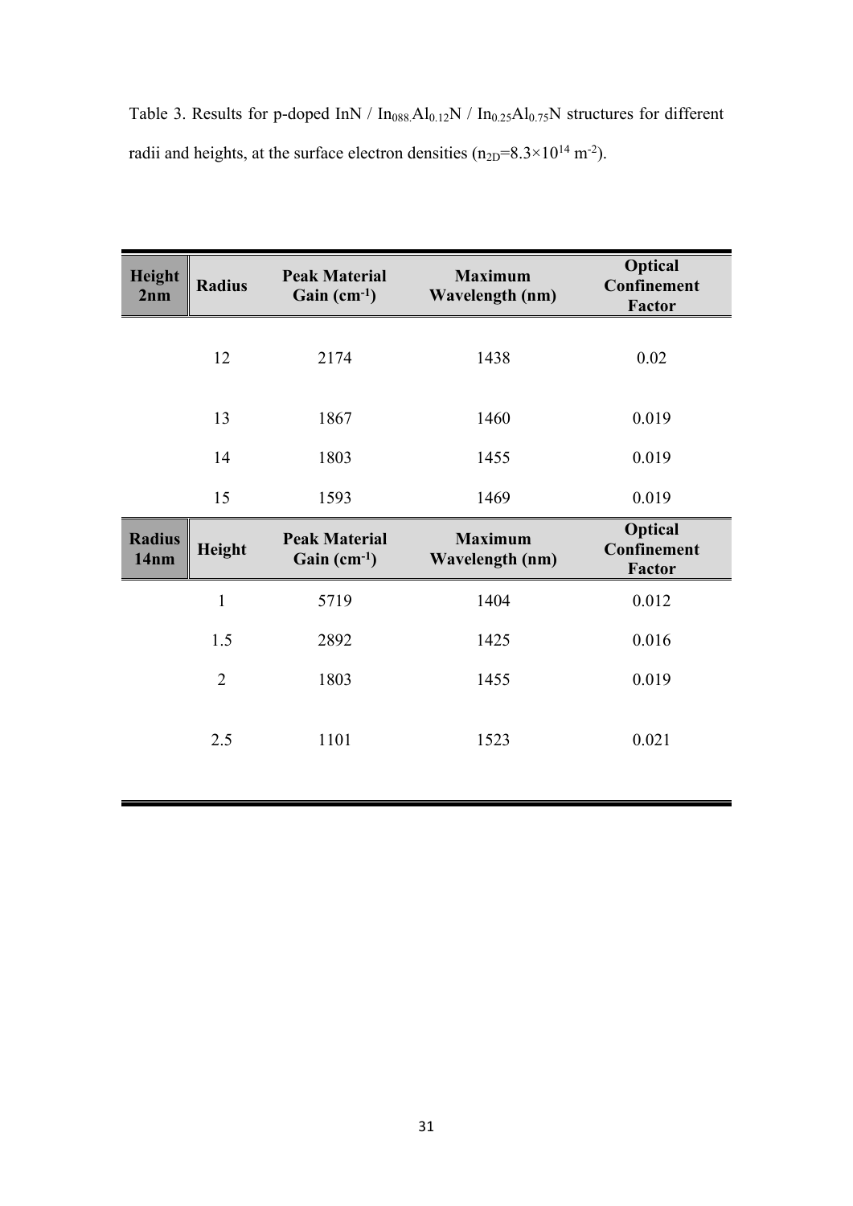Table 3. Results for p-doped InN / $In_{088.}Al_{0.12}N$ / $In_{0.25}Al_{0.75}N$ structures for different radii and heights, at the surface electron densities ($n_{2D}=8.3\times10^{14}$ $m^{-2}$).

| **Height 2nm** | **Radius** | **Peak Material Gain ($cm^{-1}$)** | **Maximum Wavelength (nm)** | **Optical Confinement Factor** |
|---|---|---|---|---|
| | 12 | 2174 | 1438 | 0.02 |
| | 13 | 1867 | 1460 | 0.019 |
| | 14 | 1803 | 1455 | 0.019 |
| | 15 | 1593 | 1469 | 0.019 |
| **Radius 14nm** | **Height** | **Peak Material Gain ($cm^{-1}$)** | **Maximum Wavelength (nm)** | **Optical Confinement Factor** |
| | 1 | 5719 | 1404 | 0.012 |
| | 1.5 | 2892 | 1425 | 0.016 |
| | 2 | 1803 | 1455 | 0.019 |
| | 2.5 | 1101 | 1523 | 0.021 |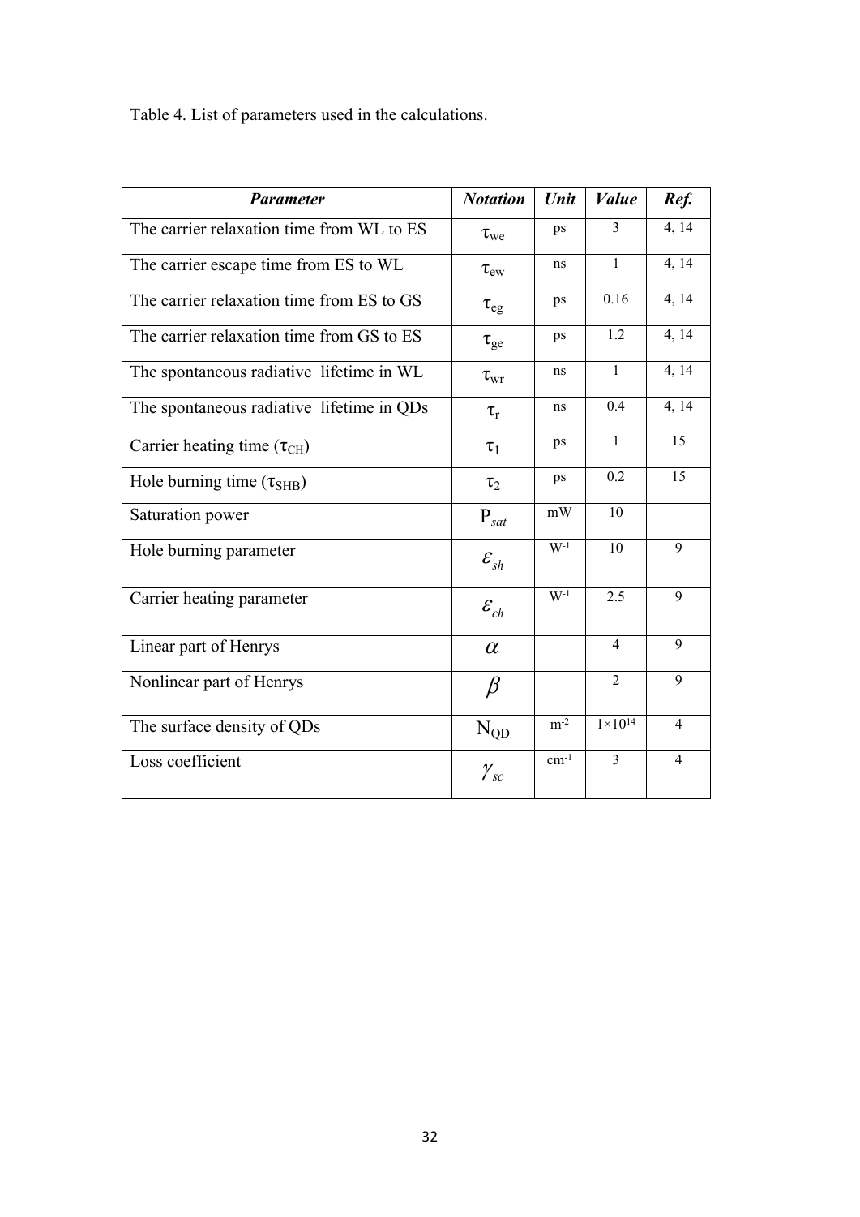Table 4. List of parameters used in the calculations.

| ***Parameter*** | ***Notation*** | ***Unit*** | ***Value*** | ***Ref.*** |
|---|---|---|---|---|
| The carrier relaxation time from WL to ES | $\tau_{we}$ | ps | 3 | 4, 14 |
| The carrier escape time from ES to WL | $\tau_{ew}$ | ns | 1 | 4, 14 |
| The carrier relaxation time from ES to GS | $\tau_{eg}$ | ps | 0.16 | 4, 14 |
| The carrier relaxation time from GS to ES | $\tau_{ge}$ | ps | 1.2 | 4, 14 |
| The spontaneous radiative lifetime in WL | $\tau_{wr}$ | ns | 1 | 4, 14 |
| The spontaneous radiative lifetime in QDs | $\tau_r$ | ns | 0.4 | 4, 14 |
| Carrier heating time ($\tau_{CH}$) | $\tau_1$ | ps | 1 | 15 |
| Hole burning time ($\tau_{SHB}$) | $\tau_2$ | ps | 0.2 | 15 |
| Saturation power | $P_{sat}$ | mW | 10 | |
| Hole burning parameter | $\varepsilon_{sh}$ | $W^{-1}$ | 10 | 9 |
| Carrier heating parameter | $\varepsilon_{ch}$ | $W^{-1}$ | 2.5 | 9 |
| Linear part of Henrys | $\alpha$ | | 4 | 9 |
| Nonlinear part of Henrys | $\beta$ | | 2 | 9 |
| The surface density of QDs | $N_{QD}$ | $m^{-2}$ | $1\times10^{14}$ | 4 |
| Loss coefficient | $\gamma_{sc}$ | $cm^{-1}$ | 3 | 4 |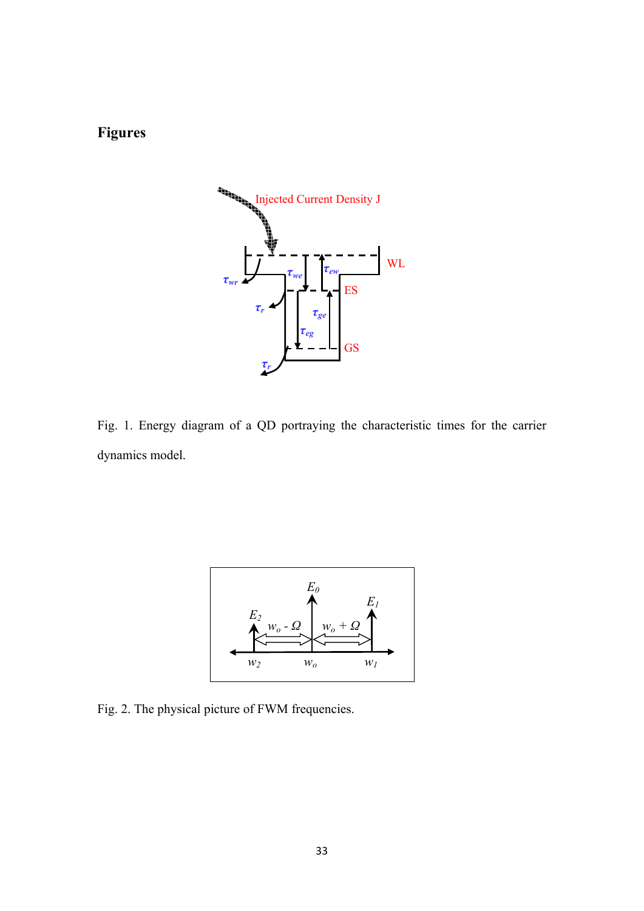# Figures

Fig. 1. Energy diagram of a QD portraying the characteristic times for the carrier dynamics model.

Fig. 2. The physical picture of FWM frequencies.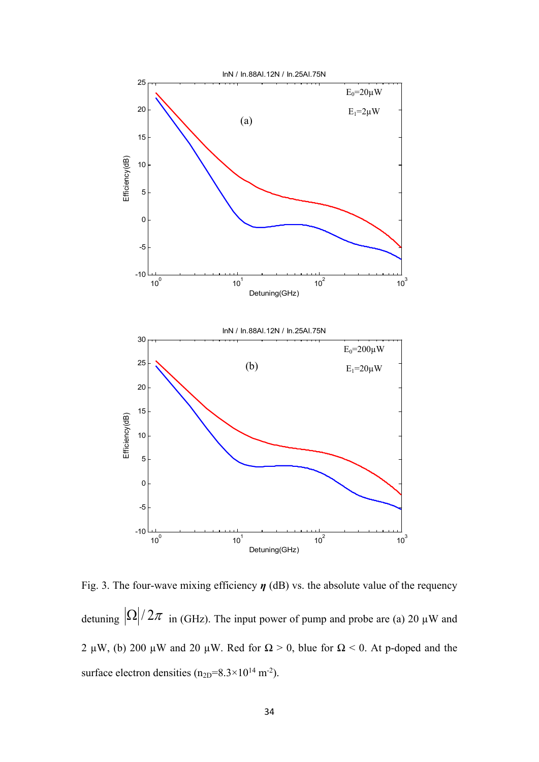Fig. 3. The four-wave mixing efficiency $\boldsymbol{\eta}$ (dB) vs. the absolute value of the requency detuning $|\Omega|/2\pi$ in (GHz). The input power of pump and probe are (a) 20 μW and 2 μW, (b) 200 μW and 20 μW. Red for $\Omega > 0$, blue for $\Omega < 0$. At p-doped and the surface electron densities ($n_{2D}=8.3\times10^{14}$ $m^{-2}$).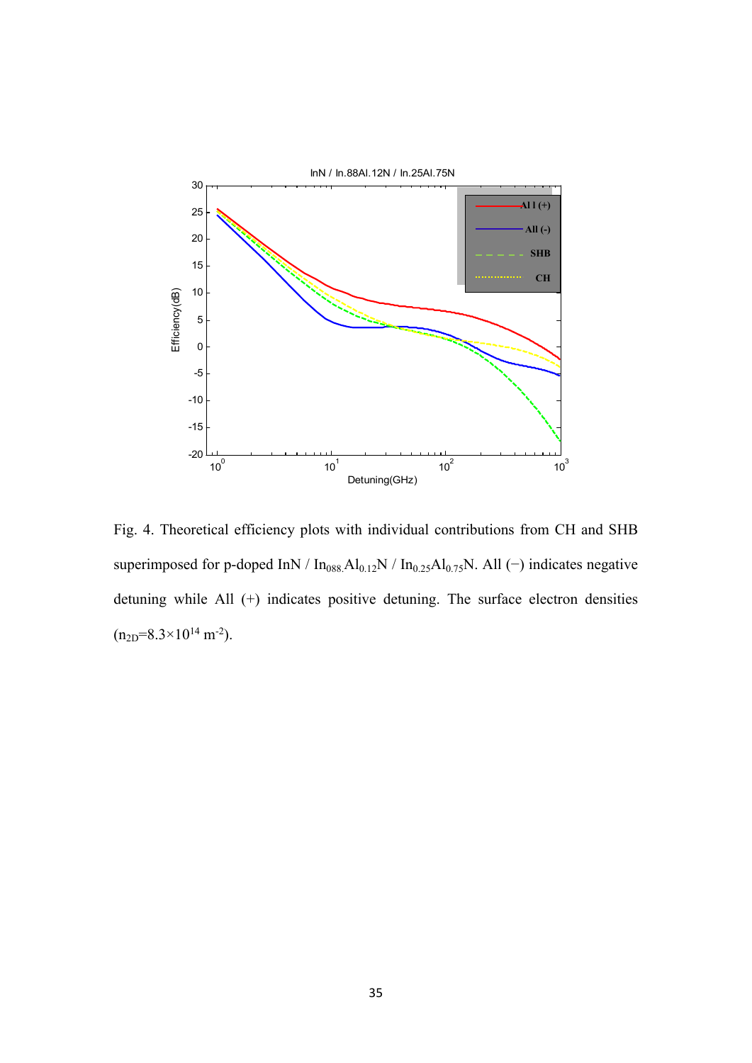Fig. 4. Theoretical efficiency plots with individual contributions from CH and SHB superimposed for p-doped InN / $In_{088.}Al_{0.12}N$ / $In_{0.25}Al_{0.75}N$. All (−) indicates negative detuning while All (+) indicates positive detuning. The surface electron densities ($n_{2D}$=8.3×10$^{14}$ m$^{-2}$).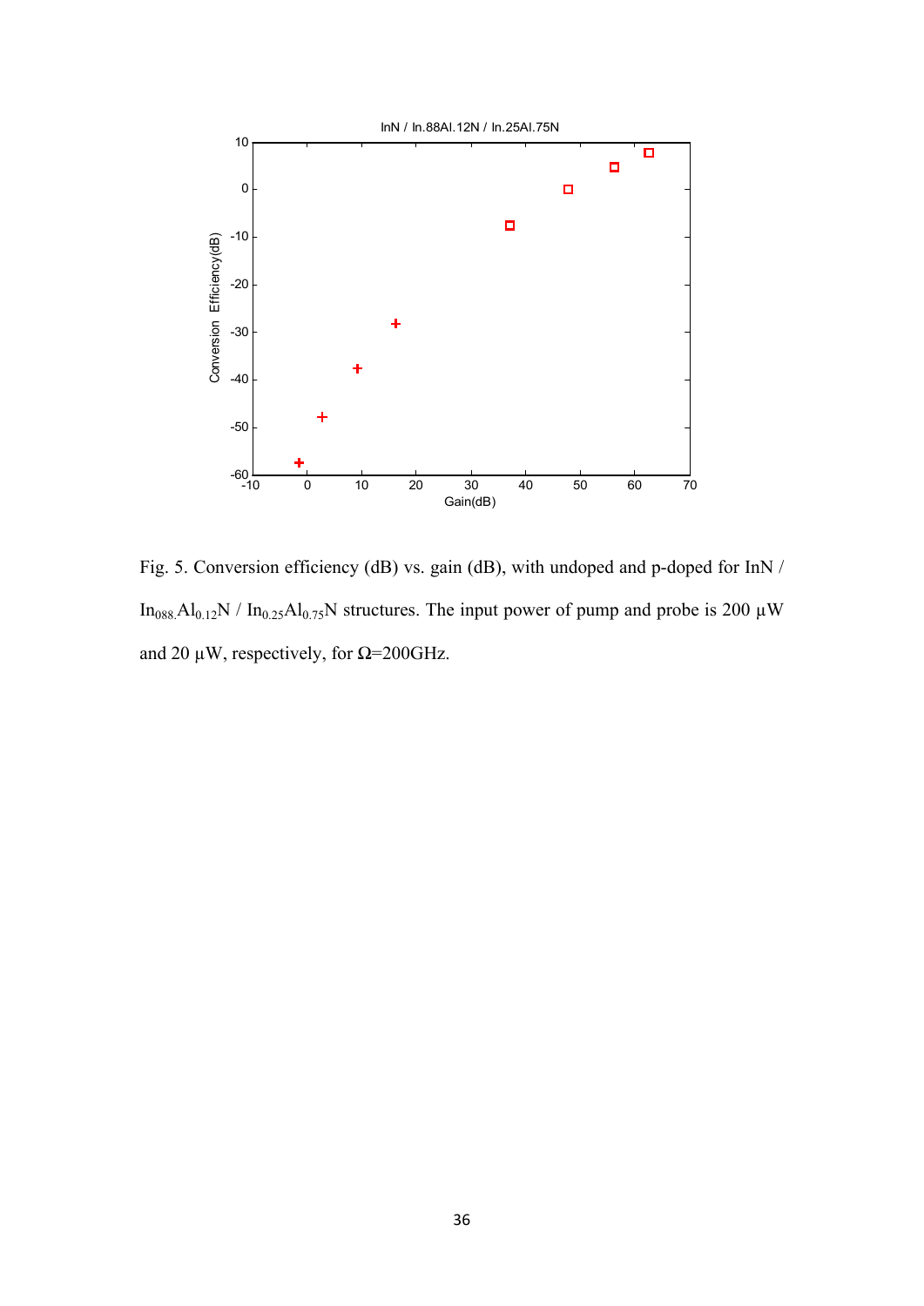Fig. 5. Conversion efficiency (dB) vs. gain (dB), with undoped and p-doped for InN / $In_{088}Al_{0.12}N$ / $In_{0.25}Al_{0.75}N$ structures. The input power of pump and probe is 200 μW and 20 μW, respectively, for Ω=200GHz.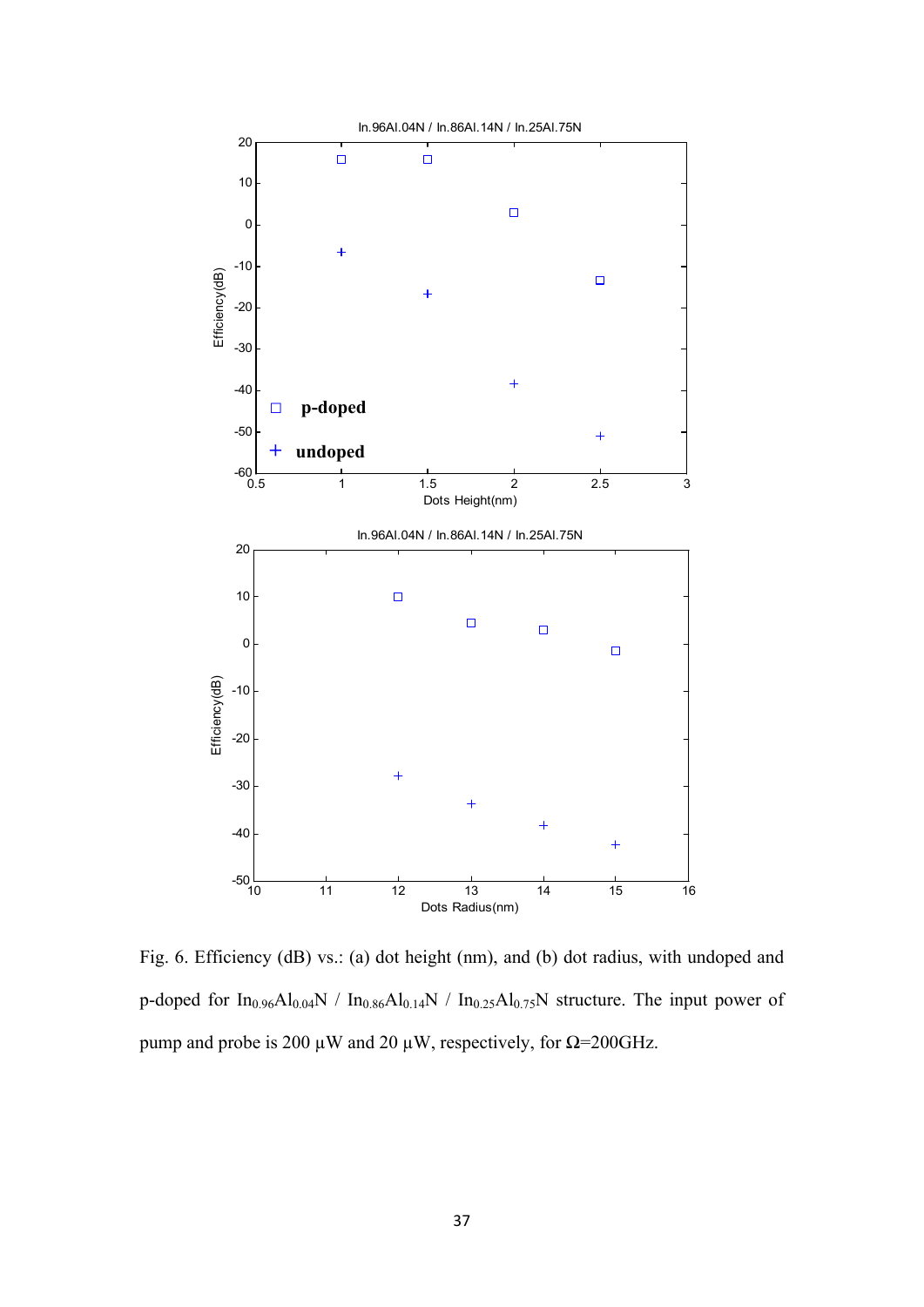Fig. 6. Efficiency (dB) vs.: (a) dot height (nm), and (b) dot radius, with undoped and p-doped for $In_{0.96}Al_{0.04}N$ / $In_{0.86}Al_{0.14}N$ / $In_{0.25}Al_{0.75}N$ structure. The input power of pump and probe is 200 μW and 20 μW, respectively, for Ω=200GHz.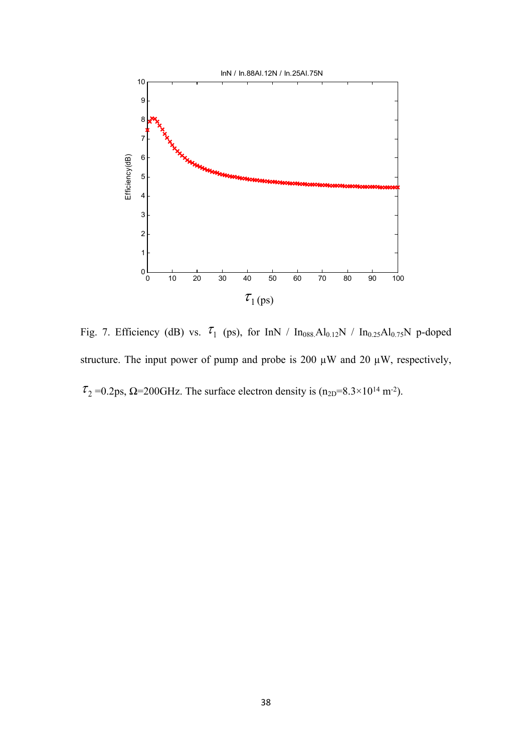Fig. 7. Efficiency (dB) vs. $\tau_1$ (ps), for InN / $In_{088.}Al_{0.12}N$ / $In_{0.25}Al_{0.75}N$ p-doped structure. The input power of pump and probe is 200 μW and 20 μW, respectively, $\tau_2$ =0.2ps, Ω=200GHz. The surface electron density is ($n_{2D}=8.3\times10^{14}$ $m^{-2}$).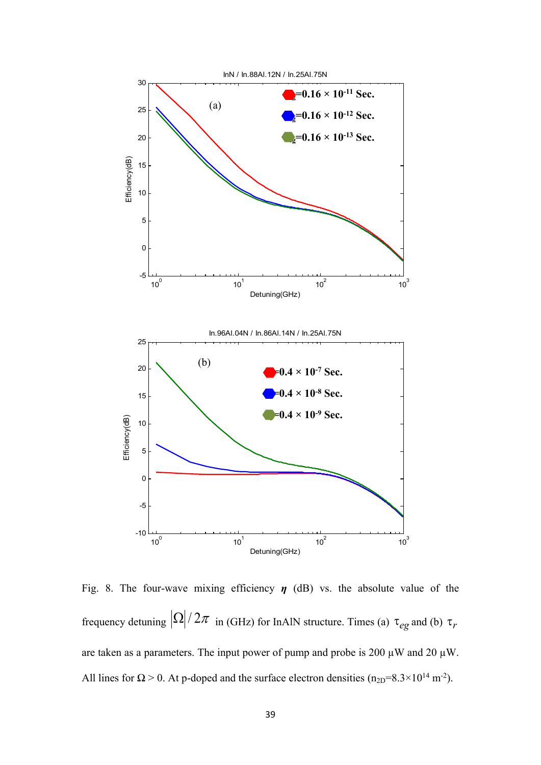Fig. 8. The four-wave mixing efficiency $\eta$ (dB) vs. the absolute value of the frequency detuning $|\Omega|/2\pi$ in (GHz) for InAlN structure. Times (a) $\tau_{eg}$ and (b) $\tau_r$ are taken as a parameters. The input power of pump and probe is 200 μW and 20 μW. All lines for $\Omega > 0$. At p-doped and the surface electron densities ($n_{2D}=8.3\times10^{14}$ $m^{-2}$).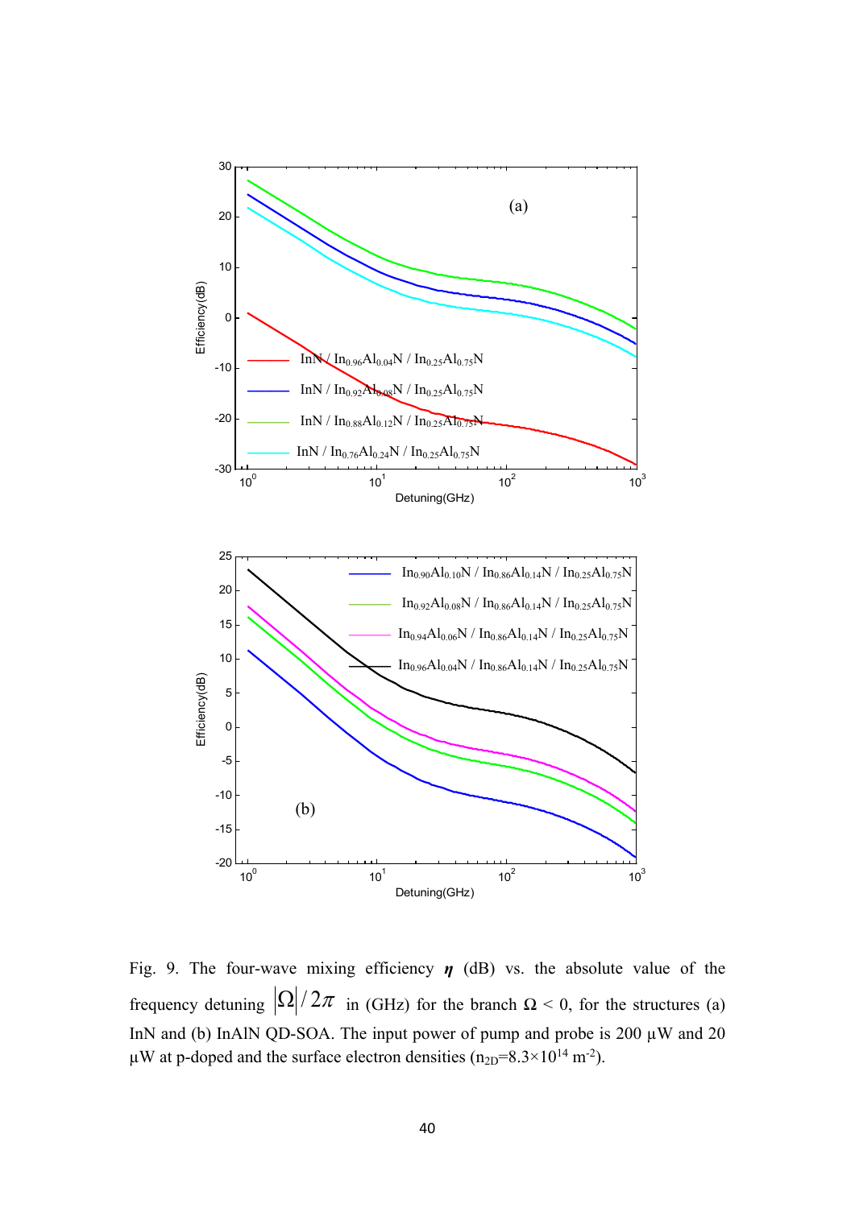(a)

Efficiency(dB)

30
20
10
0
-10
-20
-30

$10^0$ $10^1$ $10^2$ $10^3$

Detuning(GHz)

$InN / In_{0.96}Al_{0.04}N / In_{0.25}Al_{0.75}N$

$InN / In_{0.92}Al_{0.08}N / In_{0.25}Al_{0.75}N$

$InN / In_{0.88}Al_{0.12}N / In_{0.25}Al_{0.75}N$

$InN / In_{0.76}Al_{0.24}N / In_{0.25}Al_{0.75}N$

(b)

Efficiency(dB)

25
20
15
10
5
0
-5
-10
-15
-20

$10^0$ $10^1$ $10^2$ $10^3$

Detuning(GHz)

$In_{0.90}Al_{0.10}N / In_{0.86}Al_{0.14}N / In_{0.25}Al_{0.75}N$

$In_{0.92}Al_{0.08}N / In_{0.86}Al_{0.14}N / In_{0.25}Al_{0.75}N$

$In_{0.94}Al_{0.06}N / In_{0.86}Al_{0.14}N / In_{0.25}Al_{0.75}N$

$In_{0.96}Al_{0.04}N / In_{0.86}Al_{0.14}N / In_{0.25}Al_{0.75}N$

Fig. 9. The four-wave mixing efficiency $\boldsymbol{\eta}$ (dB) vs. the absolute value of the frequency detuning $|\Omega|/2\pi$ in (GHz) for the branch $\Omega < 0$, for the structures (a) InN and (b) InAlN QD-SOA. The input power of pump and probe is 200 μW and 20 μW at p-doped and the surface electron densities ($n_{2D}=8.3\times10^{14}$ $m^{-2}$).